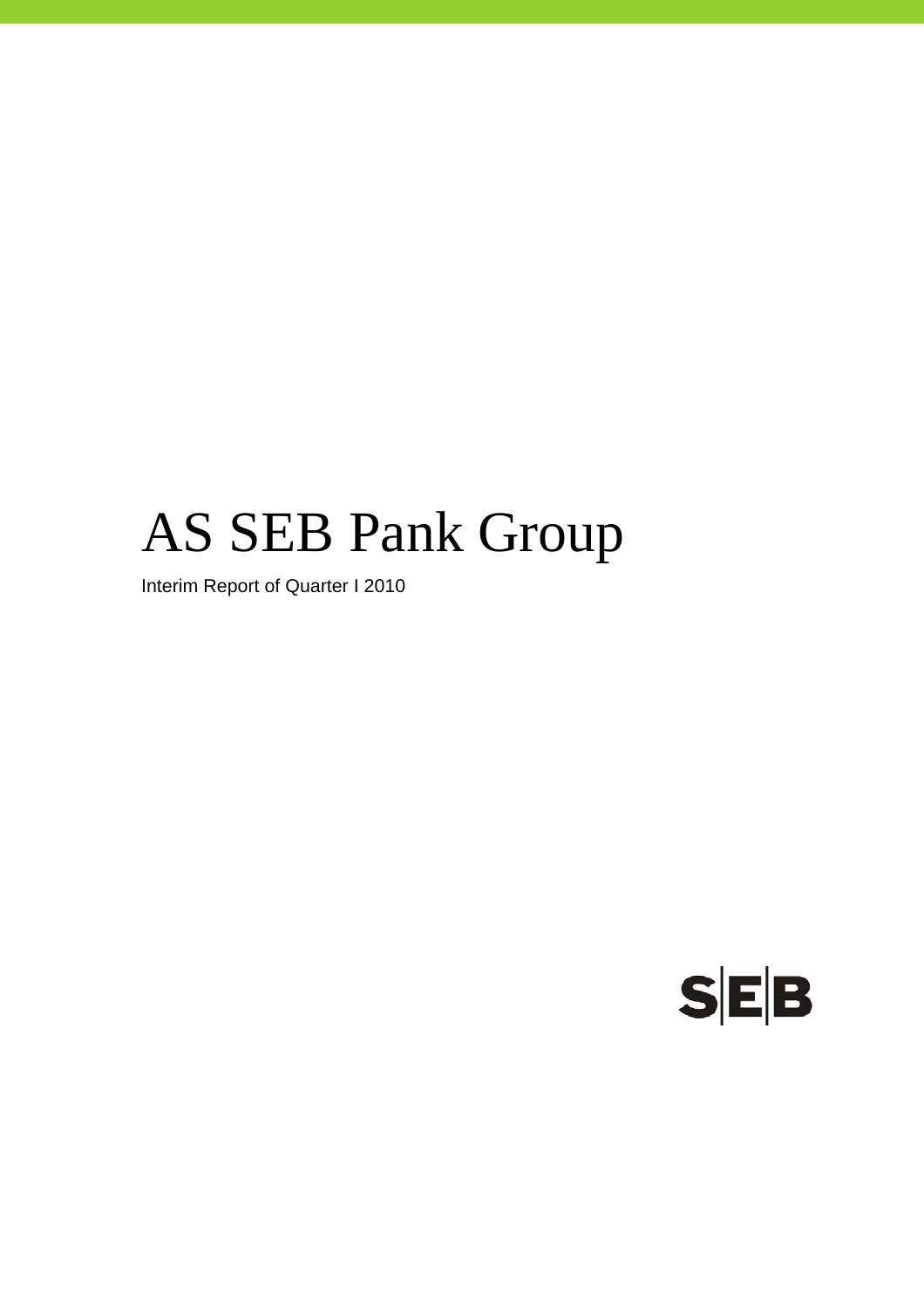# AS SEB Pank Group

Interim Report of Quarter I 2010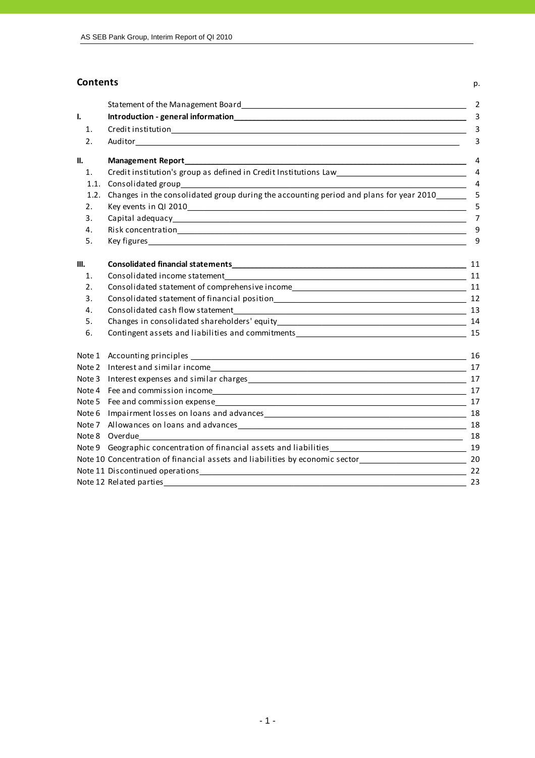## Contents

| | | p. |
|---|---|---|
| | Statement of the Management Board | 2 |
| **I.** | **Introduction - general information** | 3 |
| 1. | Credit institution | 3 |
| 2. | Auditor | 3 |
| **II.** | **Management Report** | 4 |
| 1. | Credit institution's group as defined in Credit Institutions Law | 4 |
| 1.1. | Consolidated group | 4 |
| 1.2. | Changes in the consolidated group during the accounting period and plans for year 2010 | 5 |
| 2. | Key events in QI 2010 | 5 |
| 3. | Capital adequacy | 7 |
| 4. | Risk concentration | 9 |
| 5. | Key figures | 9 |
| **III.** | **Consolidated financial statements** | 11 |
| 1. | Consolidated income statement | 11 |
| 2. | Consolidated statement of comprehensive income | 11 |
| 3. | Consolidated statement of financial position | 12 |
| 4. | Consolidated cash flow statement | 13 |
| 5. | Changes in consolidated shareholders' equity | 14 |
| 6. | Contingent assets and liabilities and commitments | 15 |
| Note 1 | Accounting principles | 16 |
| Note 2 | Interest and similar income | 17 |
| Note 3 | Interest expenses and similar charges | 17 |
| Note 4 | Fee and commission income | 17 |
| Note 5 | Fee and commission expense | 17 |
| Note 6 | Impairment losses on loans and advances | 18 |
| Note 7 | Allowances on loans and advances | 18 |
| Note 8 | Overdue | 18 |
| Note 9 | Geographic concentration of financial assets and liabilities | 19 |
| Note 10 | Concentration of financial assets and liabilities by economic sector | 20 |
| Note 11 | Discontinued operations | 22 |
| Note 12 | Related parties | 23 |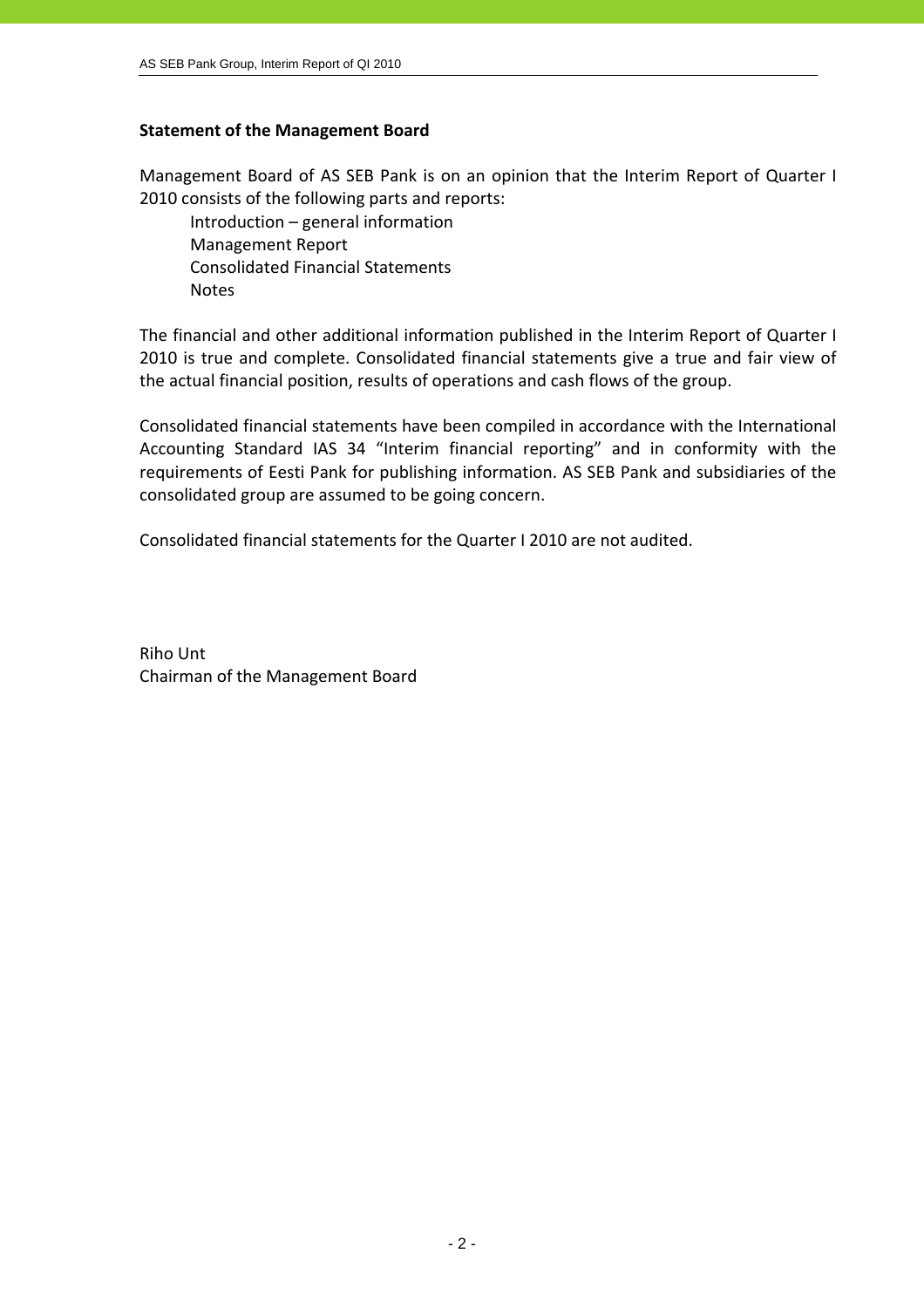## Statement of the Management Board

Management Board of AS SEB Pank is on an opinion that the Interim Report of Quarter I 2010 consists of the following parts and reports:

- Introduction – general information
- Management Report
- Consolidated Financial Statements
- Notes

The financial and other additional information published in the Interim Report of Quarter I 2010 is true and complete. Consolidated financial statements give a true and fair view of the actual financial position, results of operations and cash flows of the group.

Consolidated financial statements have been compiled in accordance with the International Accounting Standard IAS 34 "Interim financial reporting" and in conformity with the requirements of Eesti Pank for publishing information. AS SEB Pank and subsidiaries of the consolidated group are assumed to be going concern.

Consolidated financial statements for the Quarter I 2010 are not audited.

Riho Unt
Chairman of the Management Board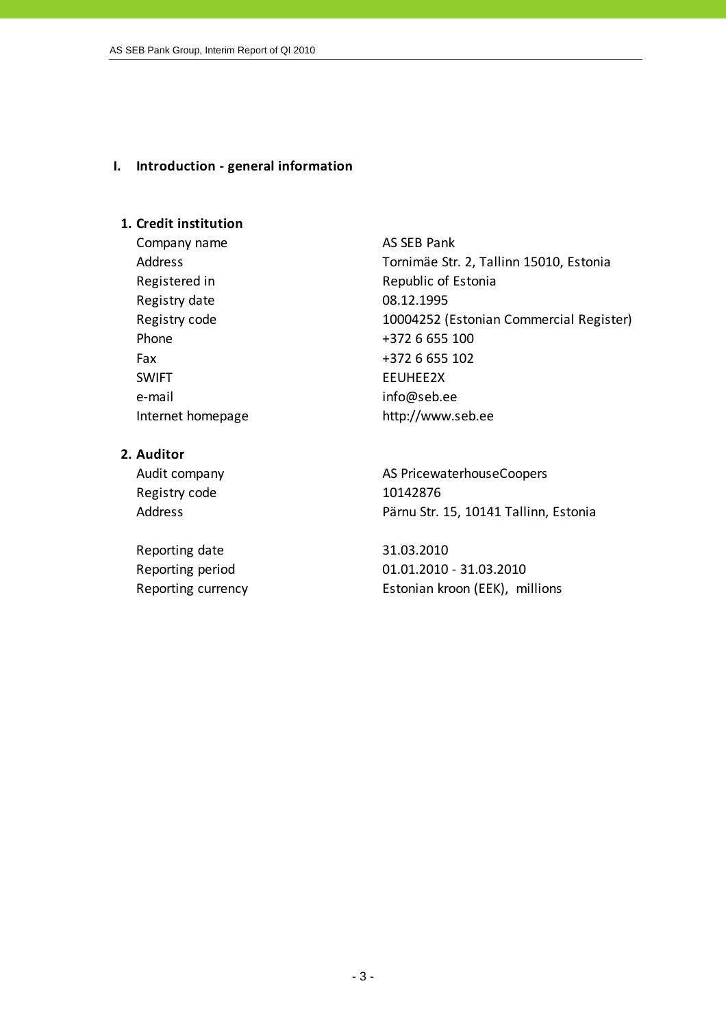# I. Introduction - general information

## 1. Credit institution

| | |
|---|---|
| Company name | AS SEB Pank |
| Address | Tornimäe Str. 2, Tallinn 15010, Estonia |
| Registered in | Republic of Estonia |
| Registry date | 08.12.1995 |
| Registry code | 10004252 (Estonian Commercial Register) |
| Phone | +372 6 655 100 |
| Fax | +372 6 655 102 |
| SWIFT | EEUHEE2X |
| e-mail | info@seb.ee |
| Internet homepage | http://www.seb.ee |

## 2. Auditor

| | |
|---|---|
| Audit company | AS PricewaterhouseCoopers |
| Registry code | 10142876 |
| Address | Pärnu Str. 15, 10141 Tallinn, Estonia |

| | |
|---|---|
| Reporting date | 31.03.2010 |
| Reporting period | 01.01.2010 - 31.03.2010 |
| Reporting currency | Estonian kroon (EEK), millions |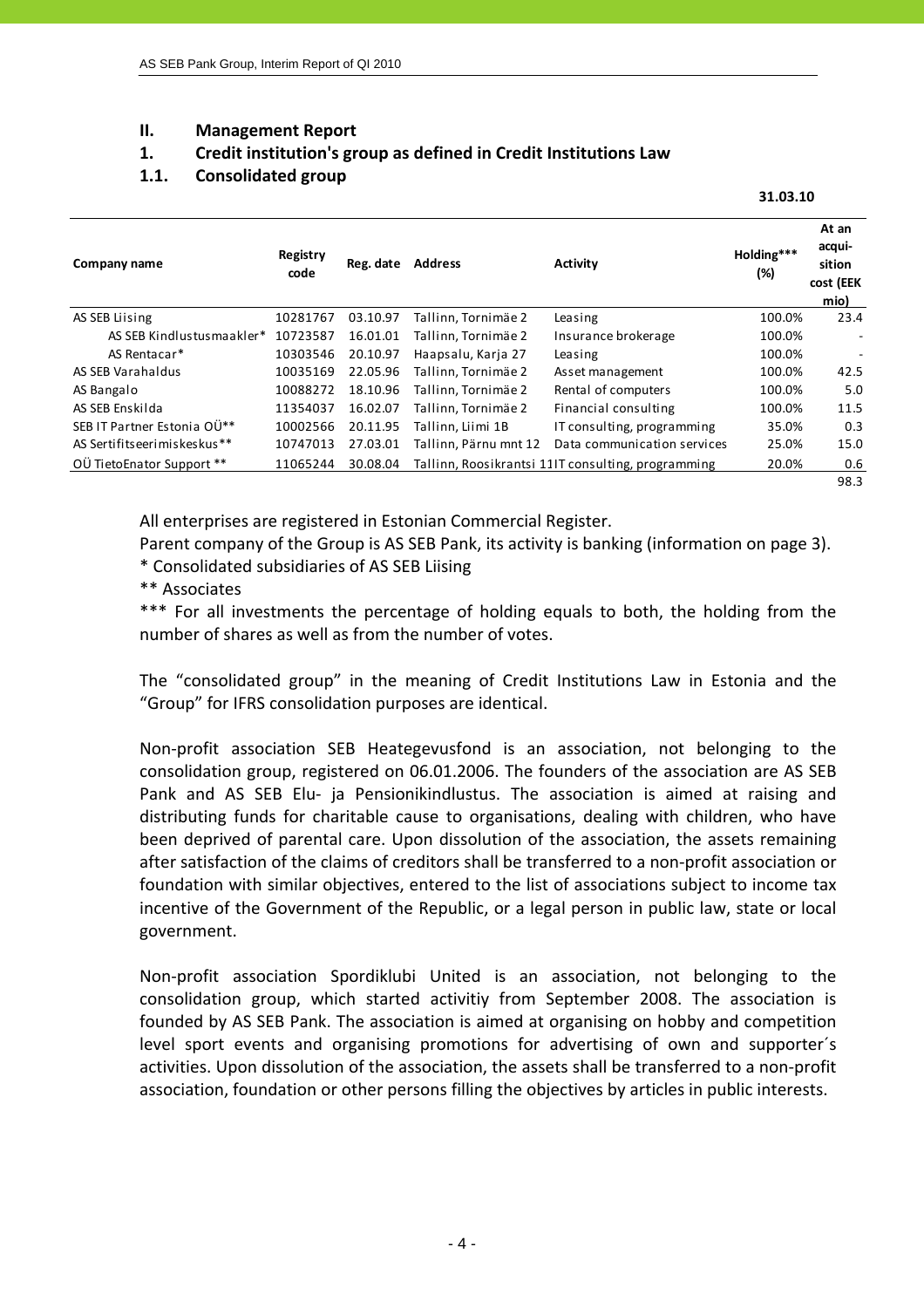## II. Management Report

### 1. Credit institution's group as defined in Credit Institutions Law

### 1.1. Consolidated group

**31.03.10**

| Company name | Registry code | Reg. date | Address | Activity | Holding*** (%) | At an acquisition cost (EEK mio) |
|---|---|---|---|---|---|---|
| AS SEB Liising | 10281767 | 03.10.97 | Tallinn, Tornimäe 2 | Leasing | 100.0% | 23.4 |
| AS SEB Kindlustusmaakler* | 10723587 | 16.01.01 | Tallinn, Tornimäe 2 | Insurance brokerage | 100.0% | - |
| AS Rentacar* | 10303546 | 20.10.97 | Haapsalu, Karja 27 | Leasing | 100.0% | - |
| AS SEB Varahaldus | 10035169 | 22.05.96 | Tallinn, Tornimäe 2 | Asset management | 100.0% | 42.5 |
| AS Bangalo | 10088272 | 18.10.96 | Tallinn, Tornimäe 2 | Rental of computers | 100.0% | 5.0 |
| AS SEB Enskilda | 11354037 | 16.02.07 | Tallinn, Tornimäe 2 | Financial consulting | 100.0% | 11.5 |
| SEB IT Partner Estonia OÜ** | 10002566 | 20.11.95 | Tallinn, Liimi 1B | IT consulting, programming | 35.0% | 0.3 |
| AS Sertifitseerimiskeskus** | 10747013 | 27.03.01 | Tallinn, Pärnu mnt 12 | Data communication services | 25.0% | 15.0 |
| OÜ TietoEnator Support ** | 11065244 | 30.08.04 | Tallinn, Roosikrantsi 11 | IT consulting, programming | 20.0% | 0.6 |
| | | | | | | 98.3 |

All enterprises are registered in Estonian Commercial Register.

Parent company of the Group is AS SEB Pank, its activity is banking (information on page 3).

\* Consolidated subsidiaries of AS SEB Liising

\** Associates

\*** For all investments the percentage of holding equals to both, the holding from the number of shares as well as from the number of votes.

The "consolidated group" in the meaning of Credit Institutions Law in Estonia and the "Group" for IFRS consolidation purposes are identical.

Non-profit association SEB Heategevusfond is an association, not belonging to the consolidation group, registered on 06.01.2006. The founders of the association are AS SEB Pank and AS SEB Elu- ja Pensionikindlustus. The association is aimed at raising and distributing funds for charitable cause to organisations, dealing with children, who have been deprived of parental care. Upon dissolution of the association, the assets remaining after satisfaction of the claims of creditors shall be transferred to a non-profit association or foundation with similar objectives, entered to the list of associations subject to income tax incentive of the Government of the Republic, or a legal person in public law, state or local government.

Non-profit association Spordiklubi United is an association, not belonging to the consolidation group, which started activitiy from September 2008. The association is founded by AS SEB Pank. The association is aimed at organising on hobby and competition level sport events and organising promotions for advertising of own and supporter´s activities. Upon dissolution of the association, the assets shall be transferred to a non-profit association, foundation or other persons filling the objectives by articles in public interests.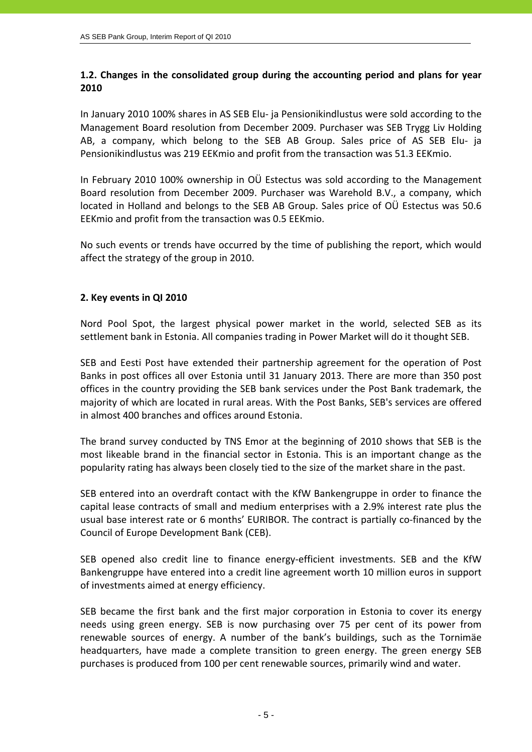## 1.2. Changes in the consolidated group during the accounting period and plans for year 2010

In January 2010 100% shares in AS SEB Elu- ja Pensionikindlustus were sold according to the Management Board resolution from December 2009. Purchaser was SEB Trygg Liv Holding AB, a company, which belong to the SEB AB Group. Sales price of AS SEB Elu- ja Pensionikindlustus was 219 EEKmio and profit from the transaction was 51.3 EEKmio.

In February 2010 100% ownership in OÜ Estectus was sold according to the Management Board resolution from December 2009. Purchaser was Warehold B.V., a company, which located in Holland and belongs to the SEB AB Group. Sales price of OÜ Estectus was 50.6 EEKmio and profit from the transaction was 0.5 EEKmio.

No such events or trends have occurred by the time of publishing the report, which would affect the strategy of the group in 2010.

## 2. Key events in QI 2010

Nord Pool Spot, the largest physical power market in the world, selected SEB as its settlement bank in Estonia. All companies trading in Power Market will do it thought SEB.

SEB and Eesti Post have extended their partnership agreement for the operation of Post Banks in post offices all over Estonia until 31 January 2013. There are more than 350 post offices in the country providing the SEB bank services under the Post Bank trademark, the majority of which are located in rural areas. With the Post Banks, SEB's services are offered in almost 400 branches and offices around Estonia.

The brand survey conducted by TNS Emor at the beginning of 2010 shows that SEB is the most likeable brand in the financial sector in Estonia. This is an important change as the popularity rating has always been closely tied to the size of the market share in the past.

SEB entered into an overdraft contact with the KfW Bankengruppe in order to finance the capital lease contracts of small and medium enterprises with a 2.9% interest rate plus the usual base interest rate or 6 months' EURIBOR. The contract is partially co-financed by the Council of Europe Development Bank (CEB).

SEB opened also credit line to finance energy-efficient investments. SEB and the KfW Bankengruppe have entered into a credit line agreement worth 10 million euros in support of investments aimed at energy efficiency.

SEB became the first bank and the first major corporation in Estonia to cover its energy needs using green energy. SEB is now purchasing over 75 per cent of its power from renewable sources of energy. A number of the bank's buildings, such as the Tornimäe headquarters, have made a complete transition to green energy. The green energy SEB purchases is produced from 100 per cent renewable sources, primarily wind and water.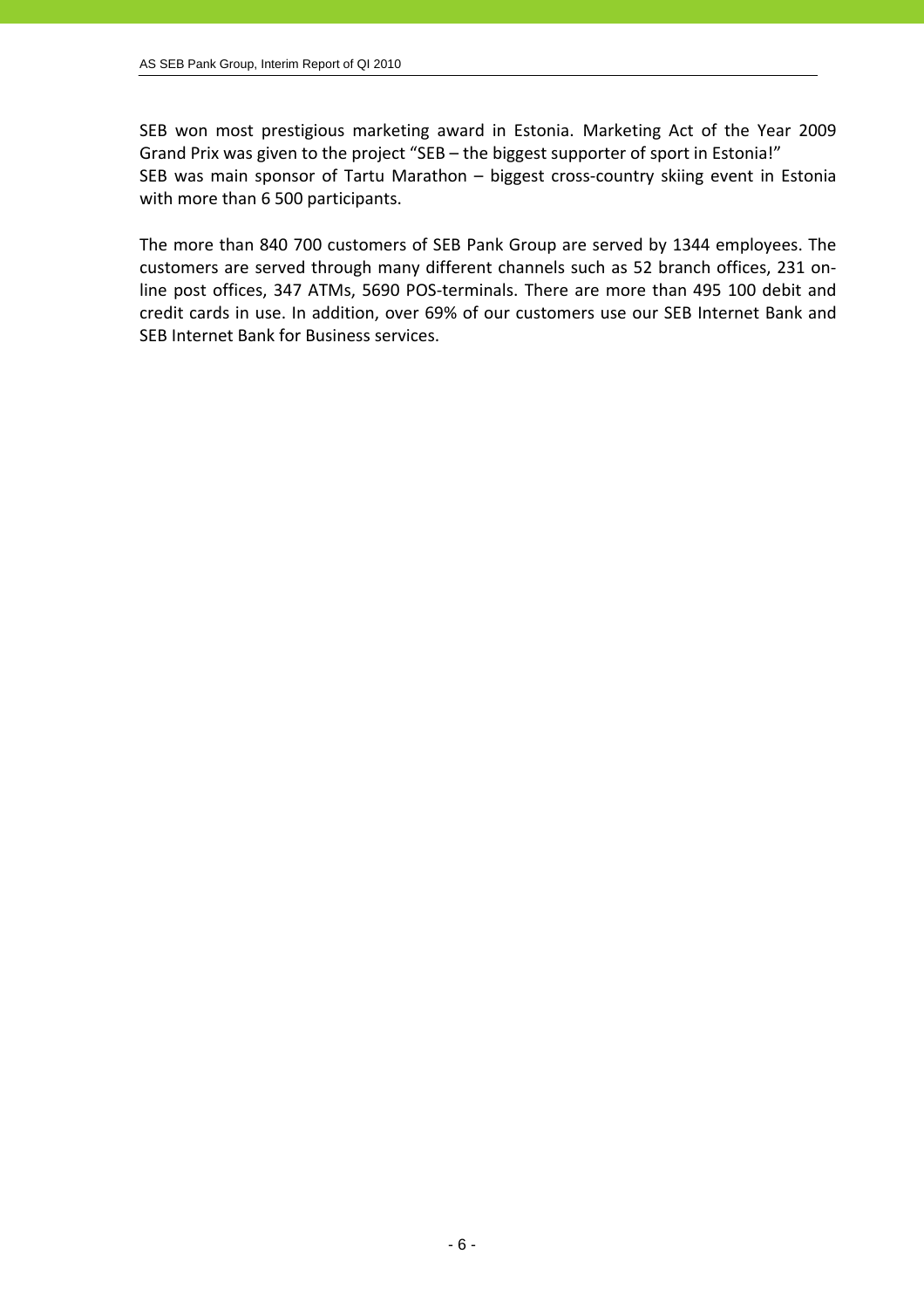SEB won most prestigious marketing award in Estonia. Marketing Act of the Year 2009 Grand Prix was given to the project "SEB – the biggest supporter of sport in Estonia!"
SEB was main sponsor of Tartu Marathon – biggest cross-country skiing event in Estonia with more than 6 500 participants.

The more than 840 700 customers of SEB Pank Group are served by 1344 employees. The customers are served through many different channels such as 52 branch offices, 231 on-line post offices, 347 ATMs, 5690 POS-terminals. There are more than 495 100 debit and credit cards in use. In addition, over 69% of our customers use our SEB Internet Bank and SEB Internet Bank for Business services.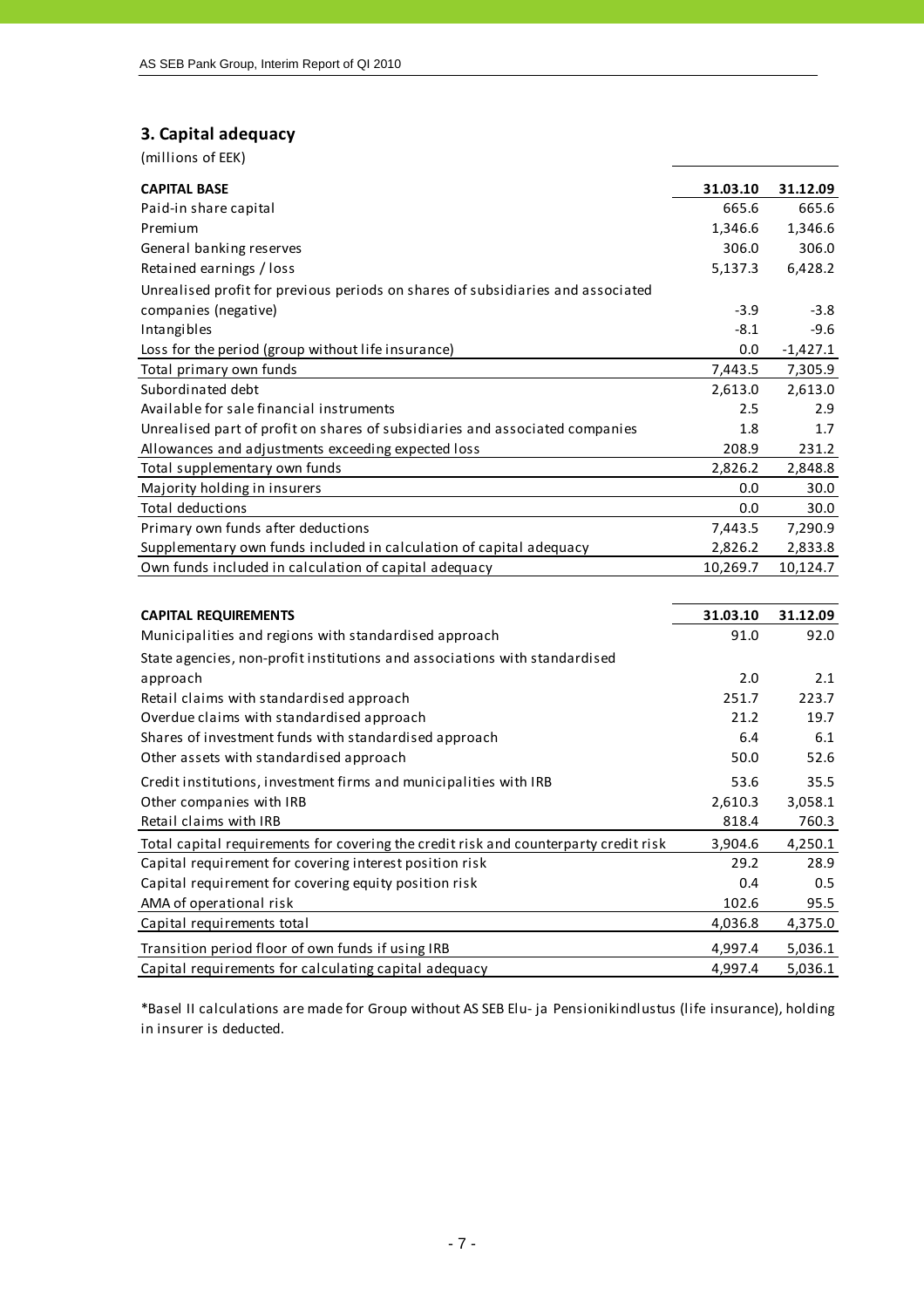## 3. Capital adequacy

(millions of EEK)

| CAPITAL BASE | 31.03.10 | 31.12.09 |
|---|---|---|
| Paid-in share capital | 665.6 | 665.6 |
| Premium | 1,346.6 | 1,346.6 |
| General banking reserves | 306.0 | 306.0 |
| Retained earnings / loss | 5,137.3 | 6,428.2 |
| Unrealised profit for previous periods on shares of subsidiaries and associated companies (negative) | -3.9 | -3.8 |
| Intangibles | -8.1 | -9.6 |
| Loss for the period (group without life insurance) | 0.0 | -1,427.1 |
| Total primary own funds | 7,443.5 | 7,305.9 |
| Subordinated debt | 2,613.0 | 2,613.0 |
| Available for sale financial instruments | 2.5 | 2.9 |
| Unrealised part of profit on shares of subsidiaries and associated companies | 1.8 | 1.7 |
| Allowances and adjustments exceeding expected loss | 208.9 | 231.2 |
| Total supplementary own funds | 2,826.2 | 2,848.8 |
| Majority holding in insurers | 0.0 | 30.0 |
| Total deductions | 0.0 | 30.0 |
| Primary own funds after deductions | 7,443.5 | 7,290.9 |
| Supplementary own funds included in calculation of capital adequacy | 2,826.2 | 2,833.8 |
| Own funds included in calculation of capital adequacy | 10,269.7 | 10,124.7 |

| CAPITAL REQUIREMENTS | 31.03.10 | 31.12.09 |
|---|---|---|
| Municipalities and regions with standardised approach | 91.0 | 92.0 |
| State agencies, non-profit institutions and associations with standardised approach | 2.0 | 2.1 |
| Retail claims with standardised approach | 251.7 | 223.7 |
| Overdue claims with standardised approach | 21.2 | 19.7 |
| Shares of investment funds with standardised approach | 6.4 | 6.1 |
| Other assets with standardised approach | 50.0 | 52.6 |
| Credit institutions, investment firms and municipalities with IRB | 53.6 | 35.5 |
| Other companies with IRB | 2,610.3 | 3,058.1 |
| Retail claims with IRB | 818.4 | 760.3 |
| Total capital requirements for covering the credit risk and counterparty credit risk | 3,904.6 | 4,250.1 |
| Capital requirement for covering interest position risk | 29.2 | 28.9 |
| Capital requirement for covering equity position risk | 0.4 | 0.5 |
| AMA of operational risk | 102.6 | 95.5 |
| Capital requirements total | 4,036.8 | 4,375.0 |
| Transition period floor of own funds if using IRB | 4,997.4 | 5,036.1 |
| Capital requirements for calculating capital adequacy | 4,997.4 | 5,036.1 |

*Basel II calculations are made for Group without AS SEB Elu- ja Pensionikindlustus (life insurance), holding in insurer is deducted.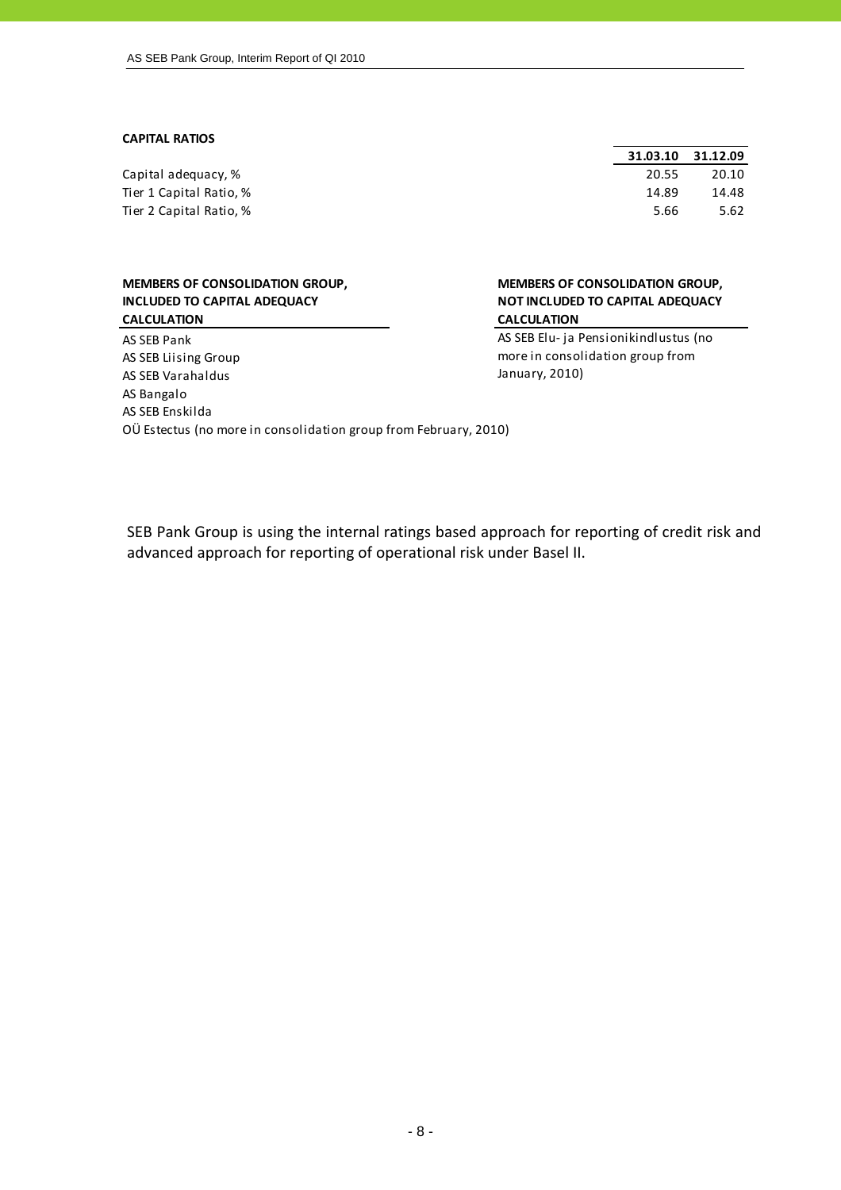**CAPITAL RATIOS**

| | 31.03.10 | 31.12.09 |
|---|---|---|
| Capital adequacy, % | 20.55 | 20.10 |
| Tier 1 Capital Ratio, % | 14.89 | 14.48 |
| Tier 2 Capital Ratio, % | 5.66 | 5.62 |

**MEMBERS OF CONSOLIDATION GROUP, INCLUDED TO CAPITAL ADEQUACY CALCULATION**

AS SEB Pank
AS SEB Liising Group
AS SEB Varahaldus
AS Bangalo
AS SEB Enskilda
OÜ Estectus (no more in consolidation group from February, 2010)

**MEMBERS OF CONSOLIDATION GROUP, NOT INCLUDED TO CAPITAL ADEQUACY CALCULATION**

AS SEB Elu- ja Pensionikindlustus (no more in consolidation group from January, 2010)

SEB Pank Group is using the internal ratings based approach for reporting of credit risk and advanced approach for reporting of operational risk under Basel II.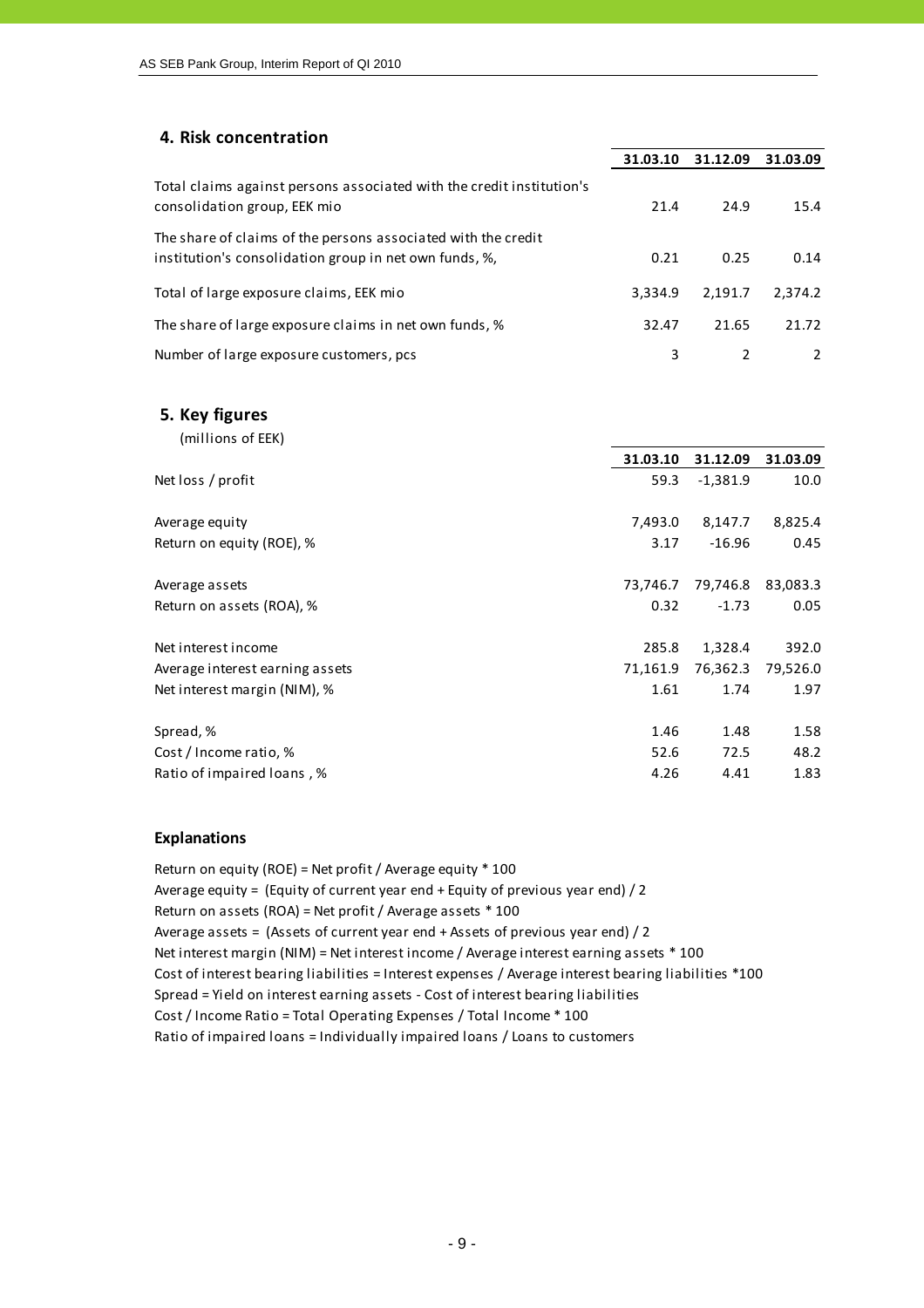## 4. Risk concentration

| | 31.03.10 | 31.12.09 | 31.03.09 |
|---|---|---|---|
| Total claims against persons associated with the credit institution's consolidation group, EEK mio | 21.4 | 24.9 | 15.4 |
| The share of claims of the persons associated with the credit institution's consolidation group in net own funds, %, | 0.21 | 0.25 | 0.14 |
| Total of large exposure claims, EEK mio | 3,334.9 | 2,191.7 | 2,374.2 |
| The share of large exposure claims in net own funds, % | 32.47 | 21.65 | 21.72 |
| Number of large exposure customers, pcs | 3 | 2 | 2 |

## 5. Key figures

(millions of EEK)

| | 31.03.10 | 31.12.09 | 31.03.09 |
|---|---|---|---|
| Net loss / profit | 59.3 | -1,381.9 | 10.0 |
| Average equity | 7,493.0 | 8,147.7 | 8,825.4 |
| Return on equity (ROE), % | 3.17 | -16.96 | 0.45 |
| Average assets | 73,746.7 | 79,746.8 | 83,083.3 |
| Return on assets (ROA), % | 0.32 | -1.73 | 0.05 |
| Net interest income | 285.8 | 1,328.4 | 392.0 |
| Average interest earning assets | 71,161.9 | 76,362.3 | 79,526.0 |
| Net interest margin (NIM), % | 1.61 | 1.74 | 1.97 |
| Spread, % | 1.46 | 1.48 | 1.58 |
| Cost / Income ratio, % | 52.6 | 72.5 | 48.2 |
| Ratio of impaired loans , % | 4.26 | 4.41 | 1.83 |

### Explanations

Return on equity (ROE) = Net profit / Average equity * 100
Average equity = (Equity of current year end + Equity of previous year end) / 2
Return on assets (ROA) = Net profit / Average assets * 100
Average assets = (Assets of current year end + Assets of previous year end) / 2
Net interest margin (NIM) = Net interest income / Average interest earning assets * 100
Cost of interest bearing liabilities = Interest expenses / Average interest bearing liabilities *100
Spread = Yield on interest earning assets - Cost of interest bearing liabilities
Cost / Income Ratio = Total Operating Expenses / Total Income * 100
Ratio of impaired loans = Individually impaired loans / Loans to customers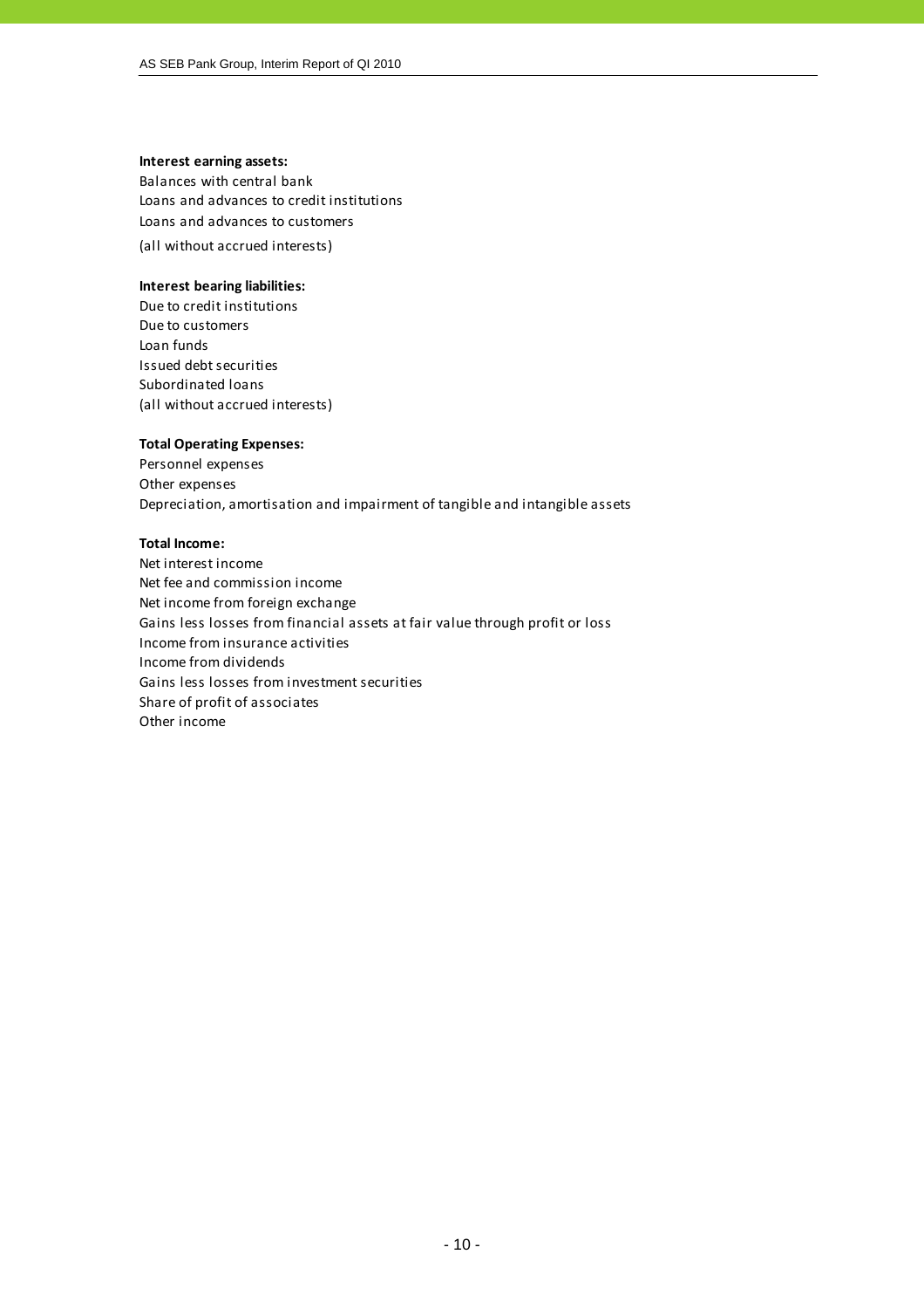**Interest earning assets:**
Balances with central bank
Loans and advances to credit institutions
Loans and advances to customers
(all without accrued interests)

**Interest bearing liabilities:**
Due to credit institutions
Due to customers
Loan funds
Issued debt securities
Subordinated loans
(all without accrued interests)

**Total Operating Expenses:**
Personnel expenses
Other expenses
Depreciation, amortisation and impairment of tangible and intangible assets

**Total Income:**
Net interest income
Net fee and commission income
Net income from foreign exchange
Gains less losses from financial assets at fair value through profit or loss
Income from insurance activities
Income from dividends
Gains less losses from investment securities
Share of profit of associates
Other income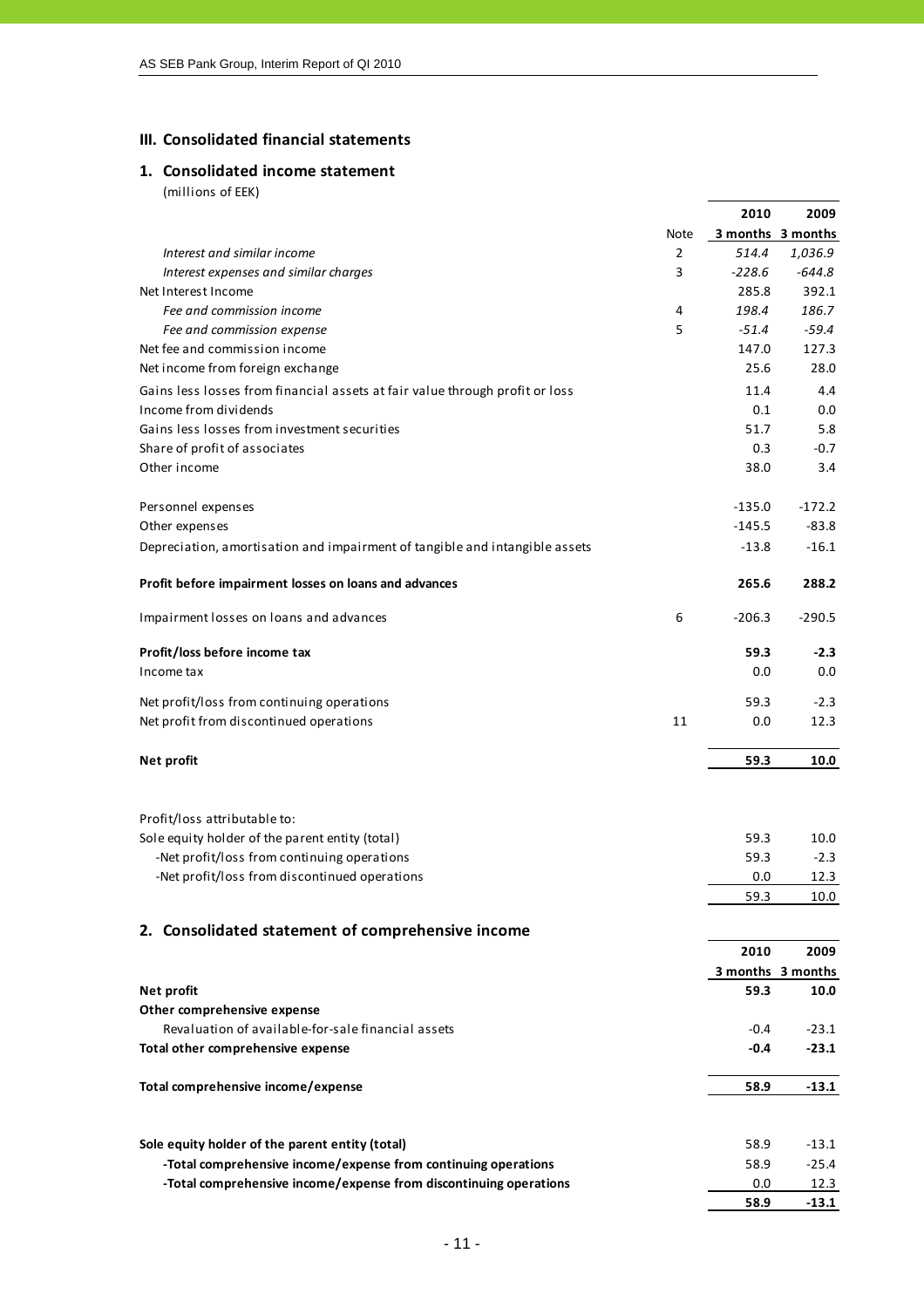## III. Consolidated financial statements

### 1. Consolidated income statement

(millions of EEK)

| | Note | 2010 3 months | 2009 3 months |
|---|---|---|---|
| *Interest and similar income* | 2 | *514.4* | *1,036.9* |
| *Interest expenses and similar charges* | 3 | *-228.6* | *-644.8* |
| Net Interest Income | | 285.8 | 392.1 |
| *Fee and commission income* | 4 | *198.4* | *186.7* |
| *Fee and commission expense* | 5 | *-51.4* | *-59.4* |
| Net fee and commission income | | 147.0 | 127.3 |
| Net income from foreign exchange | | 25.6 | 28.0 |
| Gains less losses from financial assets at fair value through profit or loss | | 11.4 | 4.4 |
| Income from dividends | | 0.1 | 0.0 |
| Gains less losses from investment securities | | 51.7 | 5.8 |
| Share of profit of associates | | 0.3 | -0.7 |
| Other income | | 38.0 | 3.4 |
| Personnel expenses | | -135.0 | -172.2 |
| Other expenses | | -145.5 | -83.8 |
| Depreciation, amortisation and impairment of tangible and intangible assets | | -13.8 | -16.1 |
| **Profit before impairment losses on loans and advances** | | **265.6** | **288.2** |
| Impairment losses on loans and advances | 6 | -206.3 | -290.5 |
| **Profit/loss before income tax** | | **59.3** | **-2.3** |
| Income tax | | 0.0 | 0.0 |
| Net profit/loss from continuing operations | | 59.3 | -2.3 |
| Net profit from discontinued operations | 11 | 0.0 | 12.3 |
| **Net profit** | | **59.3** | **10.0** |
| | | | |
| Profit/loss attributable to: | | | |
| Sole equity holder of the parent entity (total) | | 59.3 | 10.0 |
| -Net profit/loss from continuing operations | | 59.3 | -2.3 |
| -Net profit/loss from discontinued operations | | 0.0 | 12.3 |
| | | 59.3 | 10.0 |

### 2. Consolidated statement of comprehensive income

| | 2010 3 months | 2009 3 months |
|---|---|---|
| **Net profit** | **59.3** | **10.0** |
| **Other comprehensive expense** | | |
| Revaluation of available-for-sale financial assets | -0.4 | -23.1 |
| **Total other comprehensive expense** | **-0.4** | **-23.1** |
| **Total comprehensive income/expense** | **58.9** | **-13.1** |
| | | |
| **Sole equity holder of the parent entity (total)** | 58.9 | -13.1 |
| **-Total comprehensive income/expense from continuing operations** | 58.9 | -25.4 |
| **-Total comprehensive income/expense from discontinuing operations** | 0.0 | 12.3 |
| | **58.9** | **-13.1** |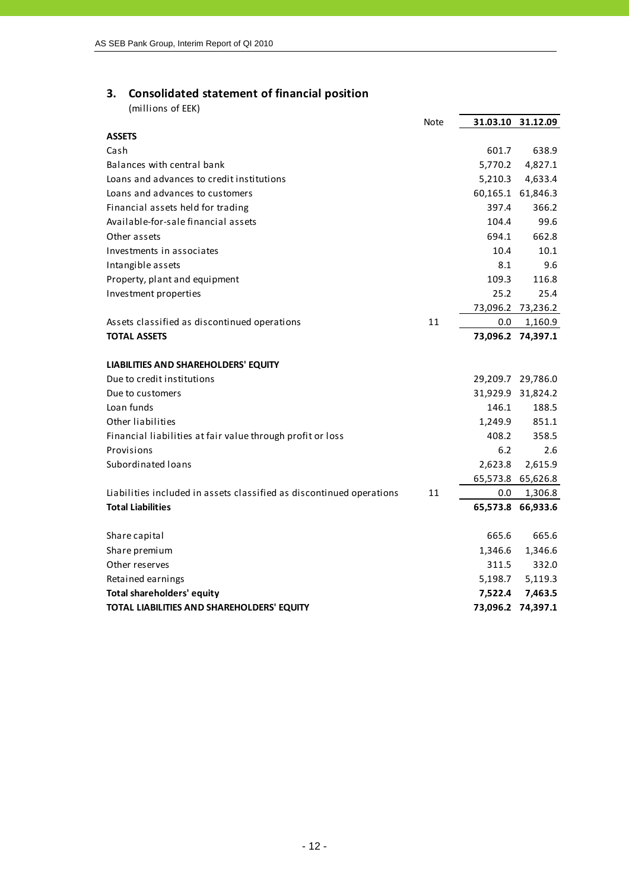## 3. Consolidated statement of financial position

(millions of EEK)

| | Note | 31.03.10 | 31.12.09 |
|---|---|---|---|
| **ASSETS** | | | |
| Cash | | 601.7 | 638.9 |
| Balances with central bank | | 5,770.2 | 4,827.1 |
| Loans and advances to credit institutions | | 5,210.3 | 4,633.4 |
| Loans and advances to customers | | 60,165.1 | 61,846.3 |
| Financial assets held for trading | | 397.4 | 366.2 |
| Available-for-sale financial assets | | 104.4 | 99.6 |
| Other assets | | 694.1 | 662.8 |
| Investments in associates | | 10.4 | 10.1 |
| Intangible assets | | 8.1 | 9.6 |
| Property, plant and equipment | | 109.3 | 116.8 |
| Investment properties | | 25.2 | 25.4 |
| | | 73,096.2 | 73,236.2 |
| Assets classified as discontinued operations | 11 | 0.0 | 1,160.9 |
| **TOTAL ASSETS** | | **73,096.2** | **74,397.1** |
| | | | |
| **LIABILITIES AND SHAREHOLDERS' EQUITY** | | | |
| Due to credit institutions | | 29,209.7 | 29,786.0 |
| Due to customers | | 31,929.9 | 31,824.2 |
| Loan funds | | 146.1 | 188.5 |
| Other liabilities | | 1,249.9 | 851.1 |
| Financial liabilities at fair value through profit or loss | | 408.2 | 358.5 |
| Provisions | | 6.2 | 2.6 |
| Subordinated loans | | 2,623.8 | 2,615.9 |
| | | 65,573.8 | 65,626.8 |
| Liabilities included in assets classified as discontinued operations | 11 | 0.0 | 1,306.8 |
| **Total Liabilities** | | **65,573.8** | **66,933.6** |
| | | | |
| Share capital | | 665.6 | 665.6 |
| Share premium | | 1,346.6 | 1,346.6 |
| Other reserves | | 311.5 | 332.0 |
| Retained earnings | | 5,198.7 | 5,119.3 |
| **Total shareholders' equity** | | **7,522.4** | **7,463.5** |
| **TOTAL LIABILITIES AND SHAREHOLDERS' EQUITY** | | **73,096.2** | **74,397.1** |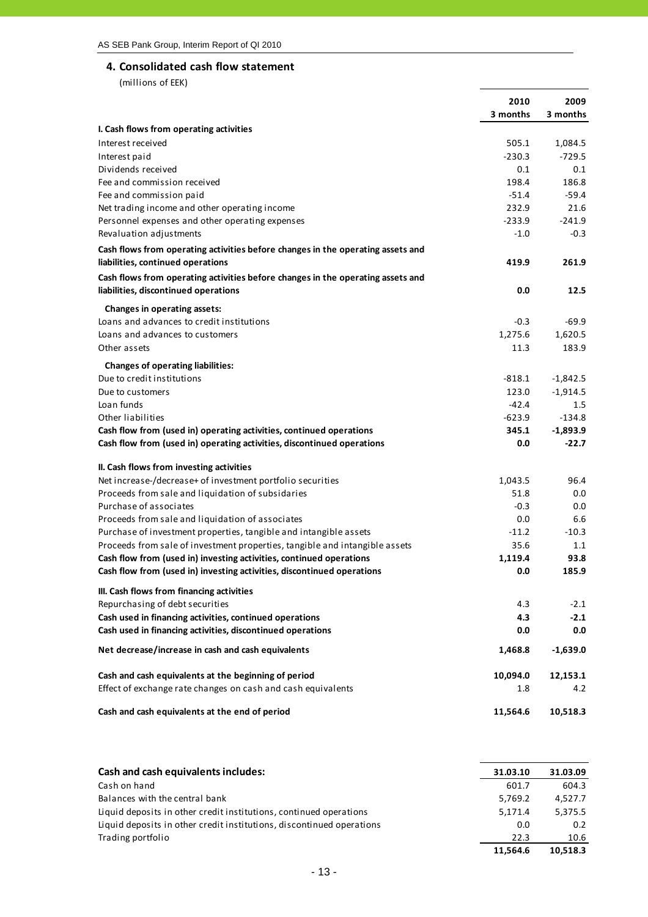## 4. Consolidated cash flow statement

(millions of EEK)

| | 2010 3 months | 2009 3 months |
|---|---|---|
| **I. Cash flows from operating activities** | | |
| Interest received | 505.1 | 1,084.5 |
| Interest paid | -230.3 | -729.5 |
| Dividends received | 0.1 | 0.1 |
| Fee and commission received | 198.4 | 186.8 |
| Fee and commission paid | -51.4 | -59.4 |
| Net trading income and other operating income | 232.9 | 21.6 |
| Personnel expenses and other operating expenses | -233.9 | -241.9 |
| Revaluation adjustments | -1.0 | -0.3 |
| **Cash flows from operating activities before changes in the operating assets and liabilities, continued operations** | **419.9** | **261.9** |
| **Cash flows from operating activities before changes in the operating assets and liabilities, discontinued operations** | **0.0** | **12.5** |
| **Changes in operating assets:** | | |
| Loans and advances to credit institutions | -0.3 | -69.9 |
| Loans and advances to customers | 1,275.6 | 1,620.5 |
| Other assets | 11.3 | 183.9 |
| **Changes of operating liabilities:** | | |
| Due to credit institutions | -818.1 | -1,842.5 |
| Due to customers | 123.0 | -1,914.5 |
| Loan funds | -42.4 | 1.5 |
| Other liabilities | -623.9 | -134.8 |
| **Cash flow from (used in) operating activities, continued operations** | **345.1** | **-1,893.9** |
| **Cash flow from (used in) operating activities, discontinued operations** | **0.0** | **-22.7** |
| **II. Cash flows from investing activities** | | |
| Net increase-/decrease+ of investment portfolio securities | 1,043.5 | 96.4 |
| Proceeds from sale and liquidation of subsidaries | 51.8 | 0.0 |
| Purchase of associates | -0.3 | 0.0 |
| Proceeds from sale and liquidation of associates | 0.0 | 6.6 |
| Purchase of investment properties, tangible and intangible assets | -11.2 | -10.3 |
| Proceeds from sale of investment properties, tangible and intangible assets | 35.6 | 1.1 |
| **Cash flow from (used in) investing activities, continued operations** | **1,119.4** | **93.8** |
| **Cash flow from (used in) investing activities, discontinued operations** | **0.0** | **185.9** |
| **III. Cash flows from financing activities** | | |
| Repurchasing of debt securities | 4.3 | -2.1 |
| **Cash used in financing activities, continued operations** | **4.3** | **-2.1** |
| **Cash used in financing activities, discontinued operations** | **0.0** | **0.0** |
| **Net decrease/increase in cash and cash equivalents** | **1,468.8** | **-1,639.0** |
| **Cash and cash equivalents at the beginning of period** | **10,094.0** | **12,153.1** |
| Effect of exchange rate changes on cash and cash equivalents | 1.8 | 4.2 |
| **Cash and cash equivalents at the end of period** | **11,564.6** | **10,518.3** |

| **Cash and cash equivalents includes:** | **31.03.10** | **31.03.09** |
|---|---|---|
| Cash on hand | 601.7 | 604.3 |
| Balances with the central bank | 5,769.2 | 4,527.7 |
| Liquid deposits in other credit institutions, continued operations | 5,171.4 | 5,375.5 |
| Liquid deposits in other credit institutions, discontinued operations | 0.0 | 0.2 |
| Trading portfolio | 22.3 | 10.6 |
| | **11,564.6** | **10,518.3** |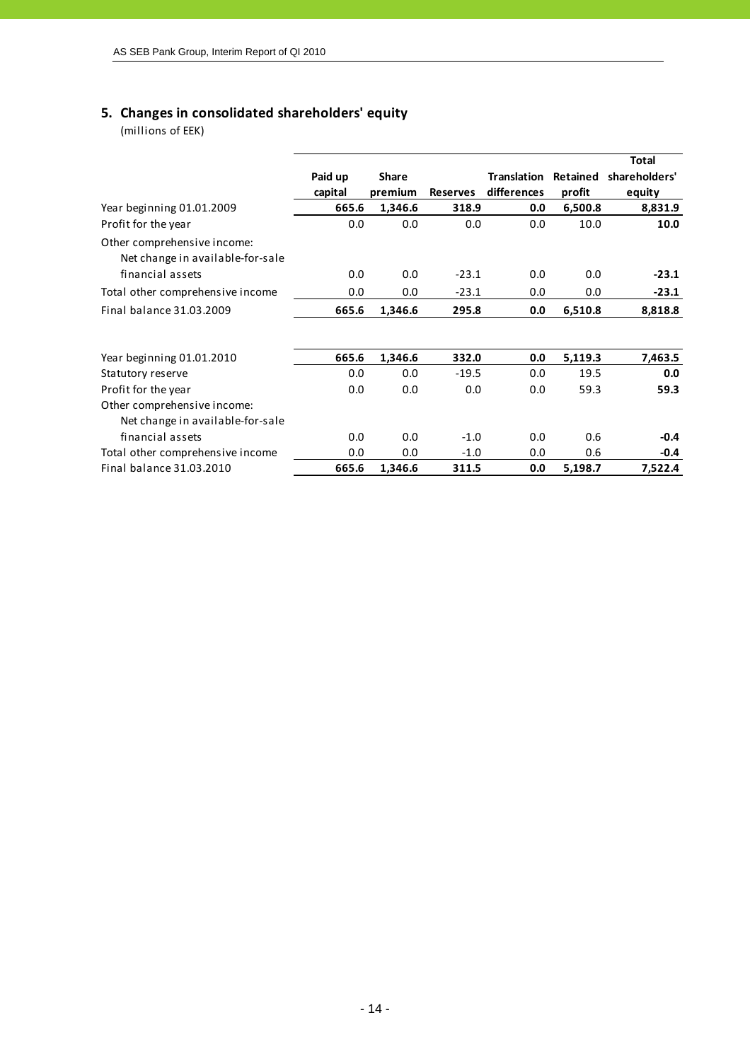## 5. Changes in consolidated shareholders' equity

(millions of EEK)

| | Paid up capital | Share premium | Reserves | Translation differences | Retained profit | Total shareholders' equity |
|---|---|---|---|---|---|---|
| Year beginning 01.01.2009 | **665.6** | **1,346.6** | **318.9** | **0.0** | **6,500.8** | **8,831.9** |
| Profit for the year | 0.0 | 0.0 | 0.0 | 0.0 | 10.0 | **10.0** |
| Other comprehensive income: | | | | | | |
| Net change in available-for-sale financial assets | 0.0 | 0.0 | -23.1 | 0.0 | 0.0 | **-23.1** |
| Total other comprehensive income | 0.0 | 0.0 | -23.1 | 0.0 | 0.0 | **-23.1** |
| Final balance 31.03.2009 | **665.6** | **1,346.6** | **295.8** | **0.0** | **6,510.8** | **8,818.8** |
| | | | | | | |
| Year beginning 01.01.2010 | **665.6** | **1,346.6** | **332.0** | **0.0** | **5,119.3** | **7,463.5** |
| Statutory reserve | 0.0 | 0.0 | -19.5 | 0.0 | 19.5 | **0.0** |
| Profit for the year | 0.0 | 0.0 | 0.0 | 0.0 | 59.3 | **59.3** |
| Other comprehensive income: | | | | | | |
| Net change in available-for-sale financial assets | 0.0 | 0.0 | -1.0 | 0.0 | 0.6 | **-0.4** |
| Total other comprehensive income | 0.0 | 0.0 | -1.0 | 0.0 | 0.6 | **-0.4** |
| Final balance 31.03.2010 | **665.6** | **1,346.6** | **311.5** | **0.0** | **5,198.7** | **7,522.4** |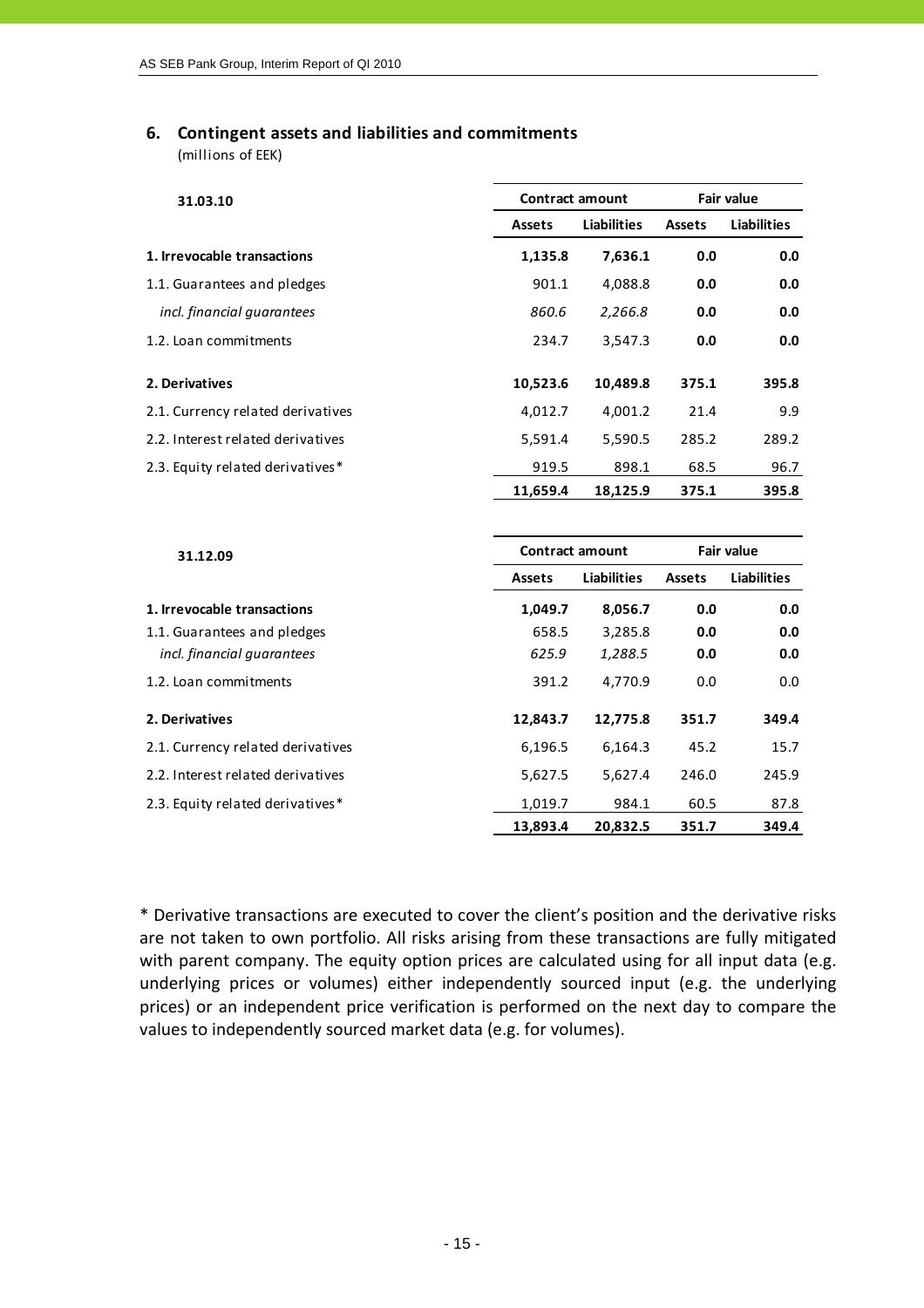## 6. Contingent assets and liabilities and commitments

(millions of EEK)

| 31.03.10 | Contract amount | | Fair value | |
|---|---|---|---|---|
| | Assets | Liabilities | Assets | Liabilities |
| **1. Irrevocable transactions** | **1,135.8** | **7,636.1** | **0.0** | **0.0** |
| 1.1. Guarantees and pledges | 901.1 | 4,088.8 | **0.0** | **0.0** |
| *incl. financial guarantees* | *860.6* | *2,266.8* | **0.0** | **0.0** |
| 1.2. Loan commitments | 234.7 | 3,547.3 | **0.0** | **0.0** |
| **2. Derivatives** | **10,523.6** | **10,489.8** | **375.1** | **395.8** |
| 2.1. Currency related derivatives | 4,012.7 | 4,001.2 | 21.4 | 9.9 |
| 2.2. Interest related derivatives | 5,591.4 | 5,590.5 | 285.2 | 289.2 |
| 2.3. Equity related derivatives* | 919.5 | 898.1 | 68.5 | 96.7 |
| | **11,659.4** | **18,125.9** | **375.1** | **395.8** |

| 31.12.09 | Contract amount | | Fair value | |
|---|---|---|---|---|
| | Assets | Liabilities | Assets | Liabilities |
| **1. Irrevocable transactions** | **1,049.7** | **8,056.7** | **0.0** | **0.0** |
| 1.1. Guarantees and pledges | 658.5 | 3,285.8 | **0.0** | **0.0** |
| *incl. financial guarantees* | *625.9* | *1,288.5* | **0.0** | **0.0** |
| 1.2. Loan commitments | 391.2 | 4,770.9 | 0.0 | 0.0 |
| **2. Derivatives** | **12,843.7** | **12,775.8** | **351.7** | **349.4** |
| 2.1. Currency related derivatives | 6,196.5 | 6,164.3 | 45.2 | 15.7 |
| 2.2. Interest related derivatives | 5,627.5 | 5,627.4 | 246.0 | 245.9 |
| 2.3. Equity related derivatives* | 1,019.7 | 984.1 | 60.5 | 87.8 |
| | **13,893.4** | **20,832.5** | **351.7** | **349.4** |

* Derivative transactions are executed to cover the client's position and the derivative risks are not taken to own portfolio. All risks arising from these transactions are fully mitigated with parent company. The equity option prices are calculated using for all input data (e.g. underlying prices or volumes) either independently sourced input (e.g. the underlying prices) or an independent price verification is performed on the next day to compare the values to independently sourced market data (e.g. for volumes).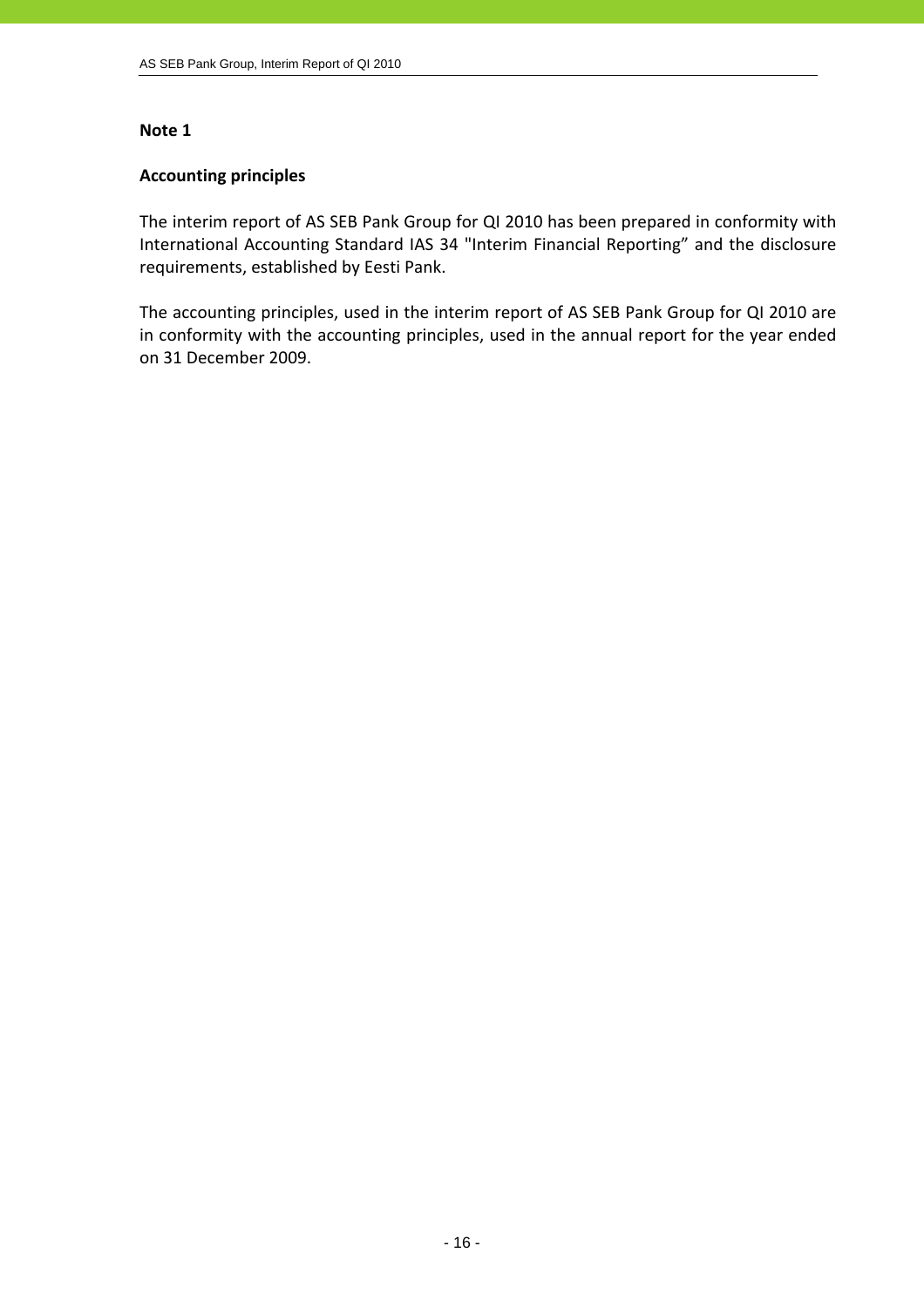## Note 1

### Accounting principles

The interim report of AS SEB Pank Group for QI 2010 has been prepared in conformity with International Accounting Standard IAS 34 "Interim Financial Reporting" and the disclosure requirements, established by Eesti Pank.

The accounting principles, used in the interim report of AS SEB Pank Group for QI 2010 are in conformity with the accounting principles, used in the annual report for the year ended on 31 December 2009.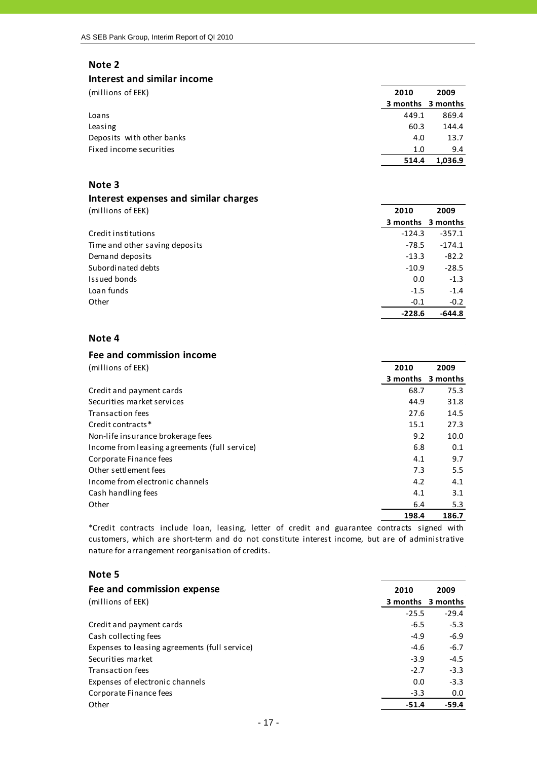## Note 2

### Interest and similar income

| (millions of EEK) | 2010 3 months | 2009 3 months |
|---|---|---|
| Loans | 449.1 | 869.4 |
| Leasing | 60.3 | 144.4 |
| Deposits with other banks | 4.0 | 13.7 |
| Fixed income securities | 1.0 | 9.4 |
| | **514.4** | **1,036.9** |

## Note 3

### Interest expenses and similar charges

| (millions of EEK) | 2010 3 months | 2009 3 months |
|---|---|---|
| Credit institutions | -124.3 | -357.1 |
| Time and other saving deposits | -78.5 | -174.1 |
| Demand deposits | -13.3 | -82.2 |
| Subordinated debts | -10.9 | -28.5 |
| Issued bonds | 0.0 | -1.3 |
| Loan funds | -1.5 | -1.4 |
| Other | -0.1 | -0.2 |
| | **-228.6** | **-644.8** |

## Note 4

### Fee and commission income

| (millions of EEK) | 2010 3 months | 2009 3 months |
|---|---|---|
| Credit and payment cards | 68.7 | 75.3 |
| Securities market services | 44.9 | 31.8 |
| Transaction fees | 27.6 | 14.5 |
| Credit contracts* | 15.1 | 27.3 |
| Non-life insurance brokerage fees | 9.2 | 10.0 |
| Income from leasing agreements (full service) | 6.8 | 0.1 |
| Corporate Finance fees | 4.1 | 9.7 |
| Other settlement fees | 7.3 | 5.5 |
| Income from electronic channels | 4.2 | 4.1 |
| Cash handling fees | 4.1 | 3.1 |
| Other | 6.4 | 5.3 |
| | **198.4** | **186.7** |

*Credit contracts include loan, leasing, letter of credit and guarantee contracts signed with customers, which are short-term and do not constitute interest income, but are of administrative nature for arrangement reorganisation of credits.

## Note 5

### Fee and commission expense

| (millions of EEK) | 2010 3 months | 2009 3 months |
|---|---|---|
| | -25.5 | -29.4 |
| Credit and payment cards | -6.5 | -5.3 |
| Cash collecting fees | -4.9 | -6.9 |
| Expenses to leasing agreements (full service) | -4.6 | -6.7 |
| Securities market | -3.9 | -4.5 |
| Transaction fees | -2.7 | -3.3 |
| Expenses of electronic channels | 0.0 | -3.3 |
| Corporate Finance fees | -3.3 | 0.0 |
| Other | **-51.4** | **-59.4** |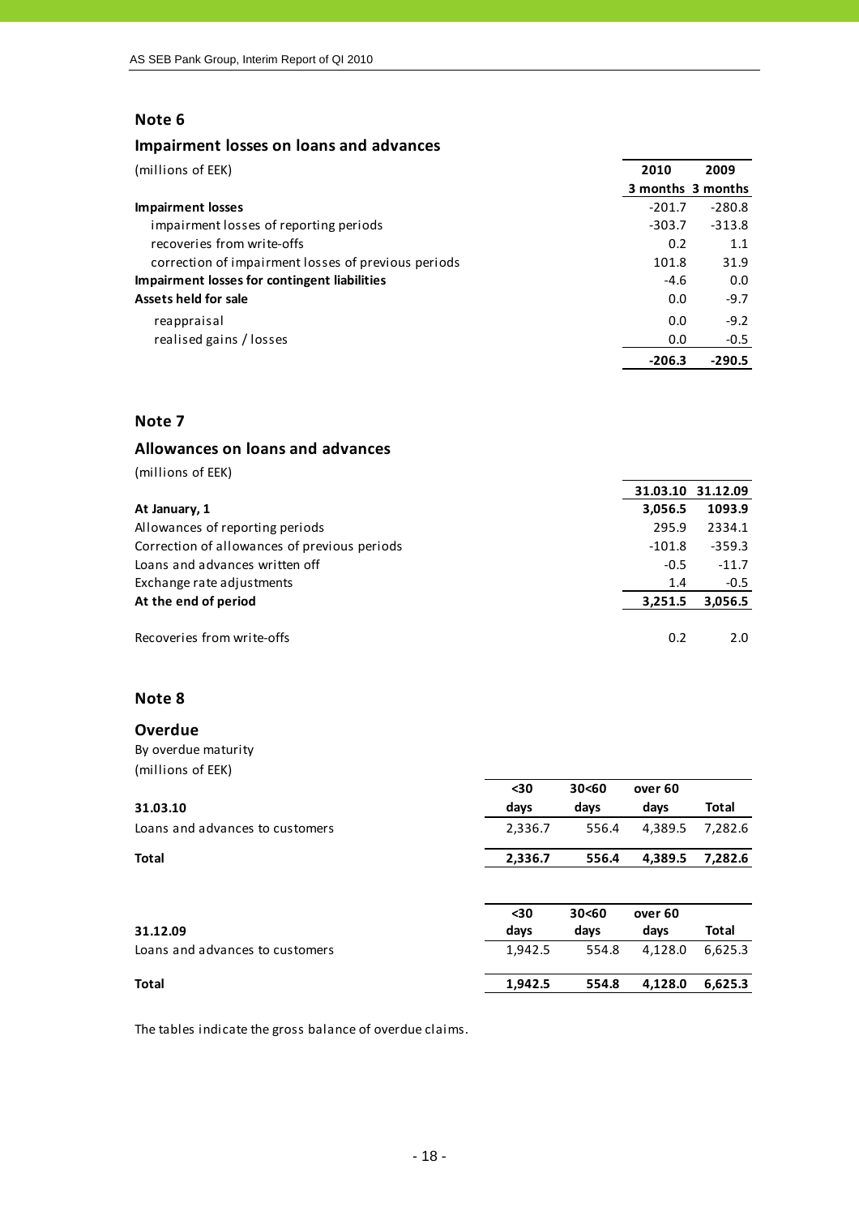## Note 6

### Impairment losses on loans and advances

(millions of EEK)

| | 2010 3 months | 2009 3 months |
|---|---|---|
| **Impairment losses** | -201.7 | -280.8 |
| impairment losses of reporting periods | -303.7 | -313.8 |
| recoveries from write-offs | 0.2 | 1.1 |
| correction of impairment losses of previous periods | 101.8 | 31.9 |
| **Impairment losses for contingent liabilities** | -4.6 | 0.0 |
| **Assets held for sale** | 0.0 | -9.7 |
| reappraisal | 0.0 | -9.2 |
| realised gains / losses | 0.0 | -0.5 |
| | **-206.3** | **-290.5** |

## Note 7

### Allowances on loans and advances

(millions of EEK)

| | 31.03.10 | 31.12.09 |
|---|---|---|
| **At January, 1** | **3,056.5** | **1093.9** |
| Allowances of reporting periods | 295.9 | 2334.1 |
| Correction of allowances of previous periods | -101.8 | -359.3 |
| Loans and advances written off | -0.5 | -11.7 |
| Exchange rate adjustments | 1.4 | -0.5 |
| **At the end of period** | **3,251.5** | **3,056.5** |
| | | |
| Recoveries from write-offs | 0.2 | 2.0 |

## Note 8

### Overdue

By overdue maturity

(millions of EEK)

| **31.03.10** | **<30 days** | **30<60 days** | **over 60 days** | **Total** |
|---|---|---|---|---|
| Loans and advances to customers | 2,336.7 | 556.4 | 4,389.5 | 7,282.6 |
| **Total** | **2,336.7** | **556.4** | **4,389.5** | **7,282.6** |

| **31.12.09** | **<30 days** | **30<60 days** | **over 60 days** | **Total** |
|---|---|---|---|---|
| Loans and advances to customers | 1,942.5 | 554.8 | 4,128.0 | 6,625.3 |
| **Total** | **1,942.5** | **554.8** | **4,128.0** | **6,625.3** |

The tables indicate the gross balance of overdue claims.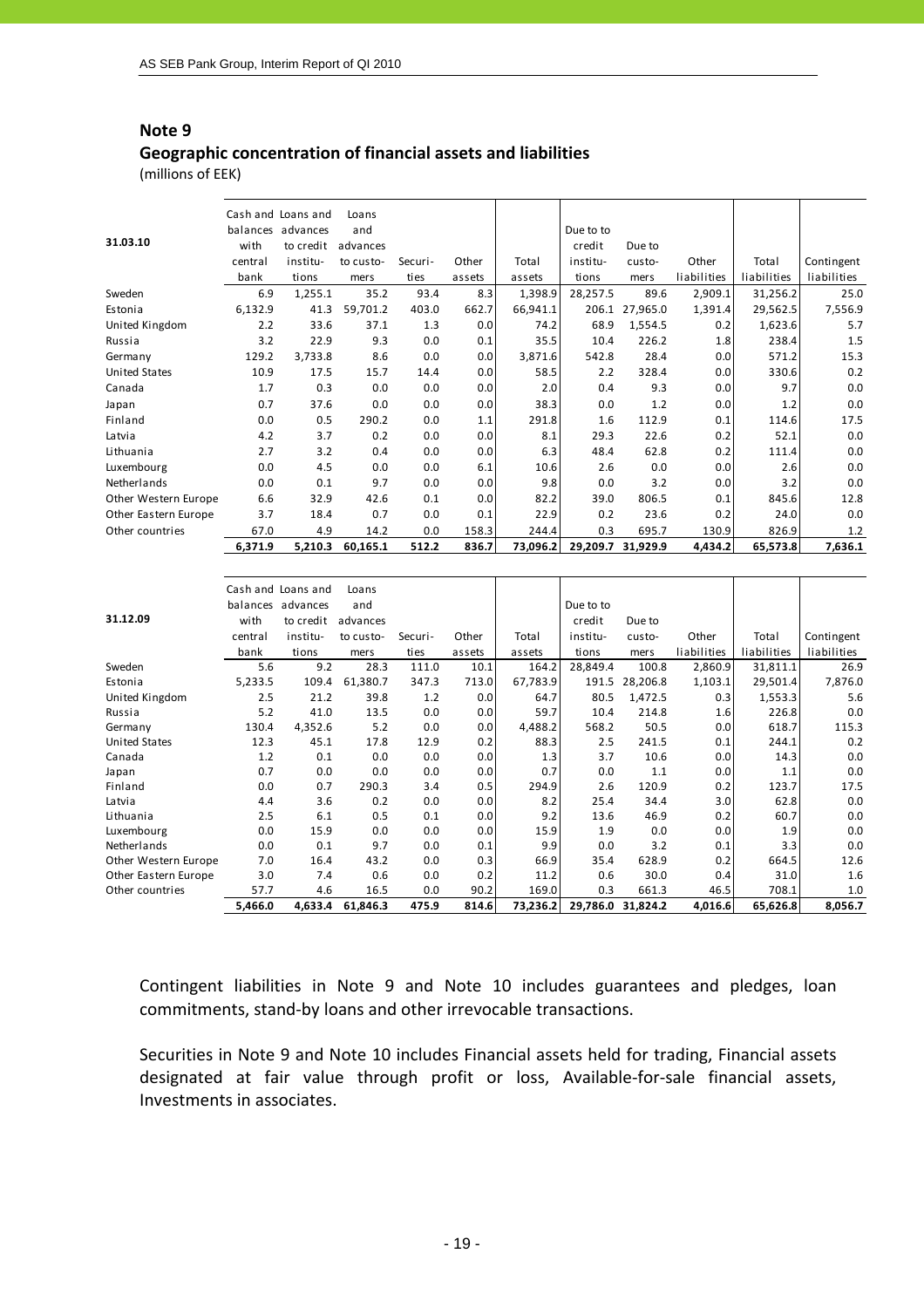## Note 9

### Geographic concentration of financial assets and liabilities

(millions of EEK)

| 31.03.10 | Cash and balances with central bank | Loans and advances to credit institutions | Loans and advances to customers | Securities | Other assets | Total assets | Due to to credit institutions | Due to customers | Other liabilities | Total liabilities | Contingent liabilities |
|---|---|---|---|---|---|---|---|---|---|---|---|
| Sweden | 6.9 | 1,255.1 | 35.2 | 93.4 | 8.3 | 1,398.9 | 28,257.5 | 89.6 | 2,909.1 | 31,256.2 | 25.0 |
| Estonia | 6,132.9 | 41.3 | 59,701.2 | 403.0 | 662.7 | 66,941.1 | 206.1 | 27,965.0 | 1,391.4 | 29,562.5 | 7,556.9 |
| United Kingdom | 2.2 | 33.6 | 37.1 | 1.3 | 0.0 | 74.2 | 68.9 | 1,554.5 | 0.2 | 1,623.6 | 5.7 |
| Russia | 3.2 | 22.9 | 9.3 | 0.0 | 0.1 | 35.5 | 10.4 | 226.2 | 1.8 | 238.4 | 1.5 |
| Germany | 129.2 | 3,733.8 | 8.6 | 0.0 | 0.0 | 3,871.6 | 542.8 | 28.4 | 0.0 | 571.2 | 15.3 |
| United States | 10.9 | 17.5 | 15.7 | 14.4 | 0.0 | 58.5 | 2.2 | 328.4 | 0.0 | 330.6 | 0.2 |
| Canada | 1.7 | 0.3 | 0.0 | 0.0 | 0.0 | 2.0 | 0.4 | 9.3 | 0.0 | 9.7 | 0.0 |
| Japan | 0.7 | 37.6 | 0.0 | 0.0 | 0.0 | 38.3 | 0.0 | 1.2 | 0.0 | 1.2 | 0.0 |
| Finland | 0.0 | 0.5 | 290.2 | 0.0 | 1.1 | 291.8 | 1.6 | 112.9 | 0.1 | 114.6 | 17.5 |
| Latvia | 4.2 | 3.7 | 0.2 | 0.0 | 0.0 | 8.1 | 29.3 | 22.6 | 0.2 | 52.1 | 0.0 |
| Lithuania | 2.7 | 3.2 | 0.4 | 0.0 | 0.0 | 6.3 | 48.4 | 62.8 | 0.2 | 111.4 | 0.0 |
| Luxembourg | 0.0 | 4.5 | 0.0 | 0.0 | 6.1 | 10.6 | 2.6 | 0.0 | 0.0 | 2.6 | 0.0 |
| Netherlands | 0.0 | 0.1 | 9.7 | 0.0 | 0.0 | 9.8 | 0.0 | 3.2 | 0.0 | 3.2 | 0.0 |
| Other Western Europe | 6.6 | 32.9 | 42.6 | 0.1 | 0.0 | 82.2 | 39.0 | 806.5 | 0.1 | 845.6 | 12.8 |
| Other Eastern Europe | 3.7 | 18.4 | 0.7 | 0.0 | 0.1 | 22.9 | 0.2 | 23.6 | 0.2 | 24.0 | 0.0 |
| Other countries | 67.0 | 4.9 | 14.2 | 0.0 | 158.3 | 244.4 | 0.3 | 695.7 | 130.9 | 826.9 | 1.2 |
| | **6,371.9** | **5,210.3** | **60,165.1** | **512.2** | **836.7** | **73,096.2** | **29,209.7** | **31,929.9** | **4,434.2** | **65,573.8** | **7,636.1** |

| 31.12.09 | Cash and balances with central bank | Loans and advances to credit institutions | Loans and advances to customers | Securities | Other assets | Total assets | Due to to credit institutions | Due to customers | Other liabilities | Total liabilities | Contingent liabilities |
|---|---|---|---|---|---|---|---|---|---|---|---|
| Sweden | 5.6 | 9.2 | 28.3 | 111.0 | 10.1 | 164.2 | 28,849.4 | 100.8 | 2,860.9 | 31,811.1 | 26.9 |
| Estonia | 5,233.5 | 109.4 | 61,380.7 | 347.3 | 713.0 | 67,783.9 | 191.5 | 28,206.8 | 1,103.1 | 29,501.4 | 7,876.0 |
| United Kingdom | 2.5 | 21.2 | 39.8 | 1.2 | 0.0 | 64.7 | 80.5 | 1,472.5 | 0.3 | 1,553.3 | 5.6 |
| Russia | 5.2 | 41.0 | 13.5 | 0.0 | 0.0 | 59.7 | 10.4 | 214.8 | 1.6 | 226.8 | 0.0 |
| Germany | 130.4 | 4,352.6 | 5.2 | 0.0 | 0.0 | 4,488.2 | 568.2 | 50.5 | 0.0 | 618.7 | 115.3 |
| United States | 12.3 | 45.1 | 17.8 | 12.9 | 0.2 | 88.3 | 2.5 | 241.5 | 0.1 | 244.1 | 0.2 |
| Canada | 1.2 | 0.1 | 0.0 | 0.0 | 0.0 | 1.3 | 3.7 | 10.6 | 0.0 | 14.3 | 0.0 |
| Japan | 0.7 | 0.0 | 0.0 | 0.0 | 0.0 | 0.7 | 0.0 | 1.1 | 0.0 | 1.1 | 0.0 |
| Finland | 0.0 | 0.7 | 290.3 | 3.4 | 0.5 | 294.9 | 2.6 | 120.9 | 0.2 | 123.7 | 17.5 |
| Latvia | 4.4 | 3.6 | 0.2 | 0.0 | 0.0 | 8.2 | 25.4 | 34.4 | 3.0 | 62.8 | 0.0 |
| Lithuania | 2.5 | 6.1 | 0.5 | 0.1 | 0.0 | 9.2 | 13.6 | 46.9 | 0.2 | 60.7 | 0.0 |
| Luxembourg | 0.0 | 15.9 | 0.0 | 0.0 | 0.0 | 15.9 | 1.9 | 0.0 | 0.0 | 1.9 | 0.0 |
| Netherlands | 0.0 | 0.1 | 9.7 | 0.0 | 0.1 | 9.9 | 0.0 | 3.2 | 0.1 | 3.3 | 0.0 |
| Other Western Europe | 7.0 | 16.4 | 43.2 | 0.0 | 0.3 | 66.9 | 35.4 | 628.9 | 0.2 | 664.5 | 12.6 |
| Other Eastern Europe | 3.0 | 7.4 | 0.6 | 0.0 | 0.2 | 11.2 | 0.6 | 30.0 | 0.4 | 31.0 | 1.6 |
| Other countries | 57.7 | 4.6 | 16.5 | 0.0 | 90.2 | 169.0 | 0.3 | 661.3 | 46.5 | 708.1 | 1.0 |
| | **5,466.0** | **4,633.4** | **61,846.3** | **475.9** | **814.6** | **73,236.2** | **29,786.0** | **31,824.2** | **4,016.6** | **65,626.8** | **8,056.7** |

Contingent liabilities in Note 9 and Note 10 includes guarantees and pledges, loan commitments, stand-by loans and other irrevocable transactions.

Securities in Note 9 and Note 10 includes Financial assets held for trading, Financial assets designated at fair value through profit or loss, Available-for-sale financial assets, Investments in associates.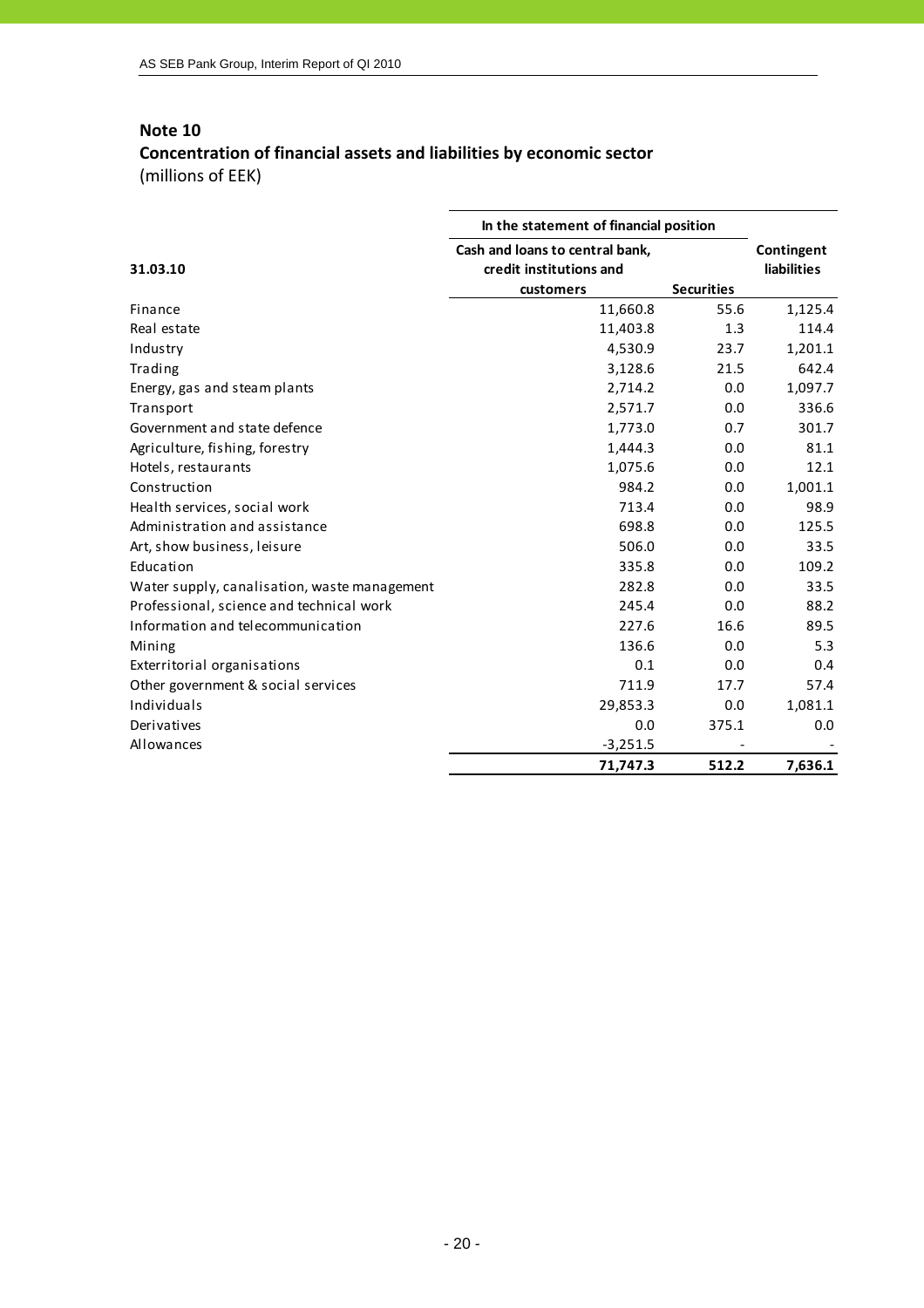## Note 10

## Concentration of financial assets and liabilities by economic sector

(millions of EEK)

| 31.03.10 | In the statement of financial position | | Contingent liabilities |
|---|---|---|---|
| | Cash and loans to central bank, credit institutions and customers | Securities | |
| Finance | 11,660.8 | 55.6 | 1,125.4 |
| Real estate | 11,403.8 | 1.3 | 114.4 |
| Industry | 4,530.9 | 23.7 | 1,201.1 |
| Trading | 3,128.6 | 21.5 | 642.4 |
| Energy, gas and steam plants | 2,714.2 | 0.0 | 1,097.7 |
| Transport | 2,571.7 | 0.0 | 336.6 |
| Government and state defence | 1,773.0 | 0.7 | 301.7 |
| Agriculture, fishing, forestry | 1,444.3 | 0.0 | 81.1 |
| Hotels, restaurants | 1,075.6 | 0.0 | 12.1 |
| Construction | 984.2 | 0.0 | 1,001.1 |
| Health services, social work | 713.4 | 0.0 | 98.9 |
| Administration and assistance | 698.8 | 0.0 | 125.5 |
| Art, show business, leisure | 506.0 | 0.0 | 33.5 |
| Education | 335.8 | 0.0 | 109.2 |
| Water supply, canalisation, waste management | 282.8 | 0.0 | 33.5 |
| Professional, science and technical work | 245.4 | 0.0 | 88.2 |
| Information and telecommunication | 227.6 | 16.6 | 89.5 |
| Mining | 136.6 | 0.0 | 5.3 |
| Exterritorial organisations | 0.1 | 0.0 | 0.4 |
| Other government & social services | 711.9 | 17.7 | 57.4 |
| Individuals | 29,853.3 | 0.0 | 1,081.1 |
| Derivatives | 0.0 | 375.1 | 0.0 |
| Allowances | -3,251.5 | - | - |
| | **71,747.3** | **512.2** | **7,636.1** |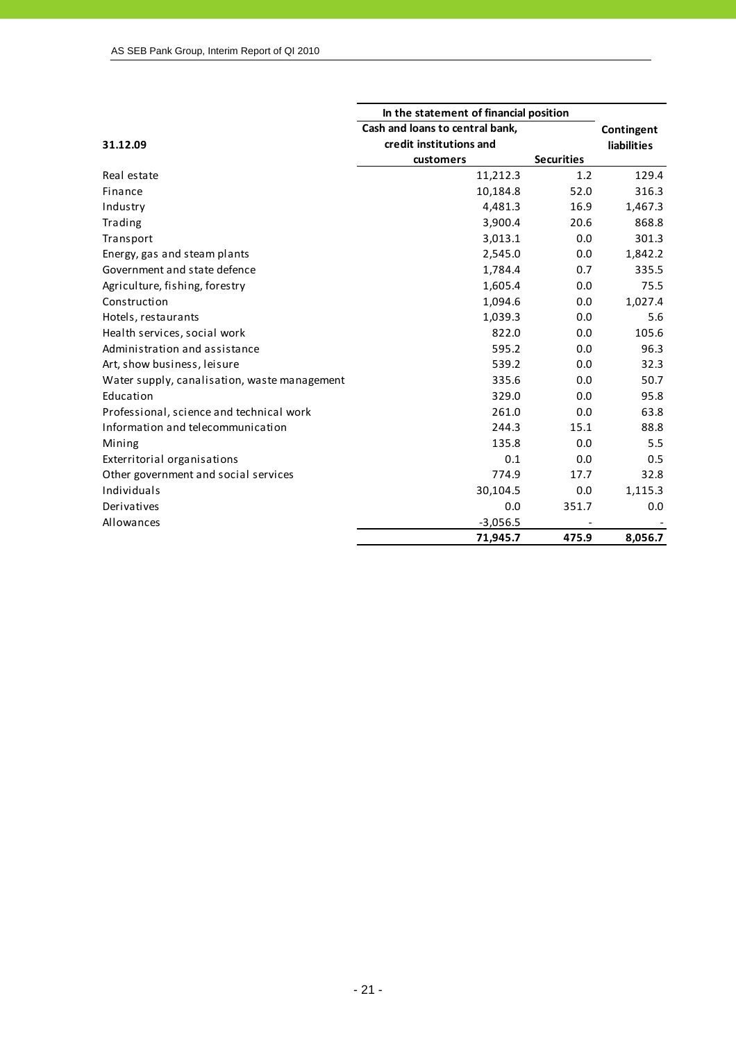| 31.12.09 | In the statement of financial position | | Contingent liabilities |
|---|---|---|---|
| | Cash and loans to central bank, credit institutions and customers | Securities | |
| Real estate | 11,212.3 | 1.2 | 129.4 |
| Finance | 10,184.8 | 52.0 | 316.3 |
| Industry | 4,481.3 | 16.9 | 1,467.3 |
| Trading | 3,900.4 | 20.6 | 868.8 |
| Transport | 3,013.1 | 0.0 | 301.3 |
| Energy, gas and steam plants | 2,545.0 | 0.0 | 1,842.2 |
| Government and state defence | 1,784.4 | 0.7 | 335.5 |
| Agriculture, fishing, forestry | 1,605.4 | 0.0 | 75.5 |
| Construction | 1,094.6 | 0.0 | 1,027.4 |
| Hotels, restaurants | 1,039.3 | 0.0 | 5.6 |
| Health services, social work | 822.0 | 0.0 | 105.6 |
| Administration and assistance | 595.2 | 0.0 | 96.3 |
| Art, show business, leisure | 539.2 | 0.0 | 32.3 |
| Water supply, canalisation, waste management | 335.6 | 0.0 | 50.7 |
| Education | 329.0 | 0.0 | 95.8 |
| Professional, science and technical work | 261.0 | 0.0 | 63.8 |
| Information and telecommunication | 244.3 | 15.1 | 88.8 |
| Mining | 135.8 | 0.0 | 5.5 |
| Exterritorial organisations | 0.1 | 0.0 | 0.5 |
| Other government and social services | 774.9 | 17.7 | 32.8 |
| Individuals | 30,104.5 | 0.0 | 1,115.3 |
| Derivatives | 0.0 | 351.7 | 0.0 |
| Allowances | -3,056.5 | - | - |
| | **71,945.7** | **475.9** | **8,056.7** |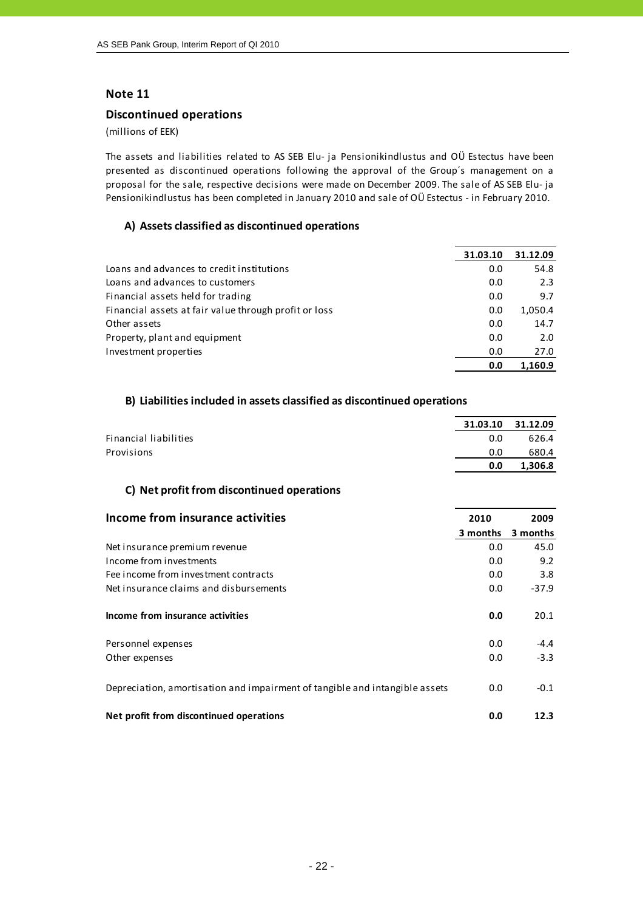## Note 11

### Discontinued operations

(millions of EEK)

The assets and liabilities related to AS SEB Elu- ja Pensionikindlustus and OÜ Estectus have been presented as discontinued operations following the approval of the Group´s management on a proposal for the sale, respective decisions were made on December 2009. The sale of AS SEB Elu- ja Pensionikindlustus has been completed in January 2010 and sale of OÜ Estectus - in February 2010.

#### A) Assets classified as discontinued operations

| | 31.03.10 | 31.12.09 |
|---|---|---|
| Loans and advances to credit institutions | 0.0 | 54.8 |
| Loans and advances to customers | 0.0 | 2.3 |
| Financial assets held for trading | 0.0 | 9.7 |
| Financial assets at fair value through profit or loss | 0.0 | 1,050.4 |
| Other assets | 0.0 | 14.7 |
| Property, plant and equipment | 0.0 | 2.0 |
| Investment properties | 0.0 | 27.0 |
| | **0.0** | **1,160.9** |

#### B) Liabilities included in assets classified as discontinued operations

| | 31.03.10 | 31.12.09 |
|---|---|---|
| Financial liabilities | 0.0 | 626.4 |
| Provisions | 0.0 | 680.4 |
| | **0.0** | **1,306.8** |

#### C) Net profit from discontinued operations

| Income from insurance activities | 2010 3 months | 2009 3 months |
|---|---|---|
| Net insurance premium revenue | 0.0 | 45.0 |
| Income from investments | 0.0 | 9.2 |
| Fee income from investment contracts | 0.0 | 3.8 |
| Net insurance claims and disbursements | 0.0 | -37.9 |
| **Income from insurance activities** | **0.0** | 20.1 |
| Personnel expenses | 0.0 | -4.4 |
| Other expenses | 0.0 | -3.3 |
| Depreciation, amortisation and impairment of tangible and intangible assets | 0.0 | -0.1 |
| **Net profit from discontinued operations** | **0.0** | **12.3** |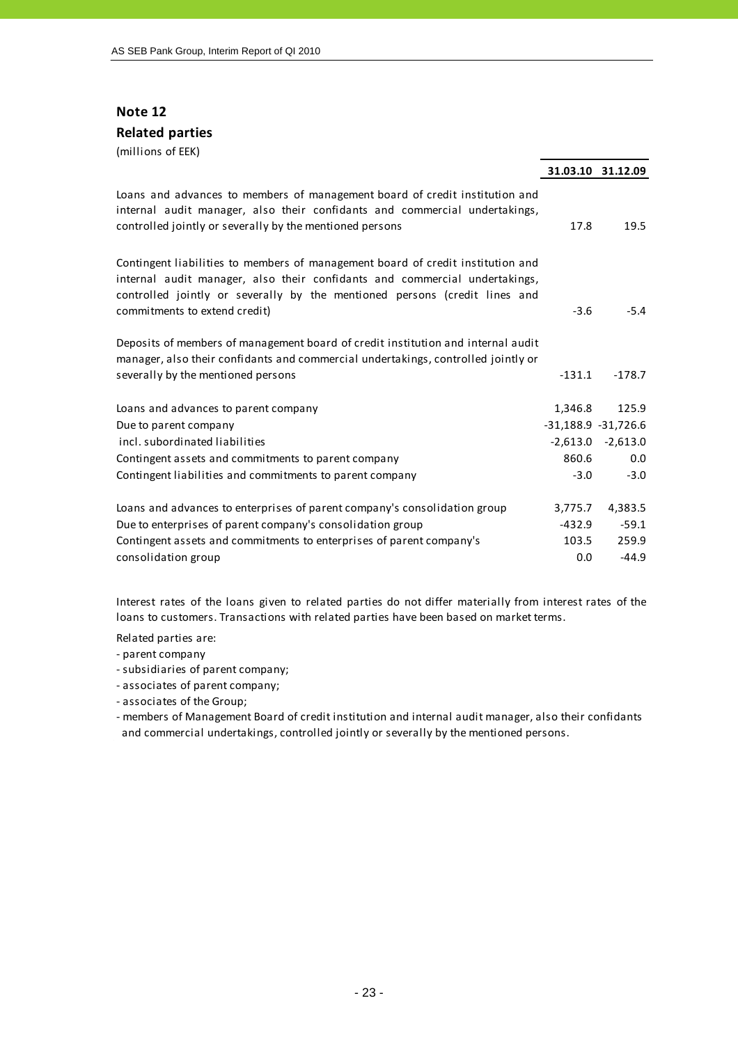## Note 12

## Related parties

(millions of EEK)

| | 31.03.10 | 31.12.09 |
|---|---|---|
| Loans and advances to members of management board of credit institution and internal audit manager, also their confidants and commercial undertakings, controlled jointly or severally by the mentioned persons | 17.8 | 19.5 |
| Contingent liabilities to members of management board of credit institution and internal audit manager, also their confidants and commercial undertakings, controlled jointly or severally by the mentioned persons (credit lines and commitments to extend credit) | -3.6 | -5.4 |
| Deposits of members of management board of credit institution and internal audit manager, also their confidants and commercial undertakings, controlled jointly or severally by the mentioned persons | -131.1 | -178.7 |
| Loans and advances to parent company | 1,346.8 | 125.9 |
| Due to parent company | -31,188.9 | -31,726.6 |
| incl. subordinated liabilities | -2,613.0 | -2,613.0 |
| Contingent assets and commitments to parent company | 860.6 | 0.0 |
| Contingent liabilities and commitments to parent company | -3.0 | -3.0 |
| Loans and advances to enterprises of parent company's consolidation group | 3,775.7 | 4,383.5 |
| Due to enterprises of parent company's consolidation group | -432.9 | -59.1 |
| Contingent assets and commitments to enterprises of parent company's consolidation group | 103.5 | 259.9 |
| | 0.0 | -44.9 |

Interest rates of the loans given to related parties do not differ materially from interest rates of the loans to customers. Transactions with related parties have been based on market terms.

Related parties are:

- parent company
- subsidiaries of parent company;
- associates of parent company;
- associates of the Group;
- members of Management Board of credit institution and internal audit manager, also their confidants and commercial undertakings, controlled jointly or severally by the mentioned persons.